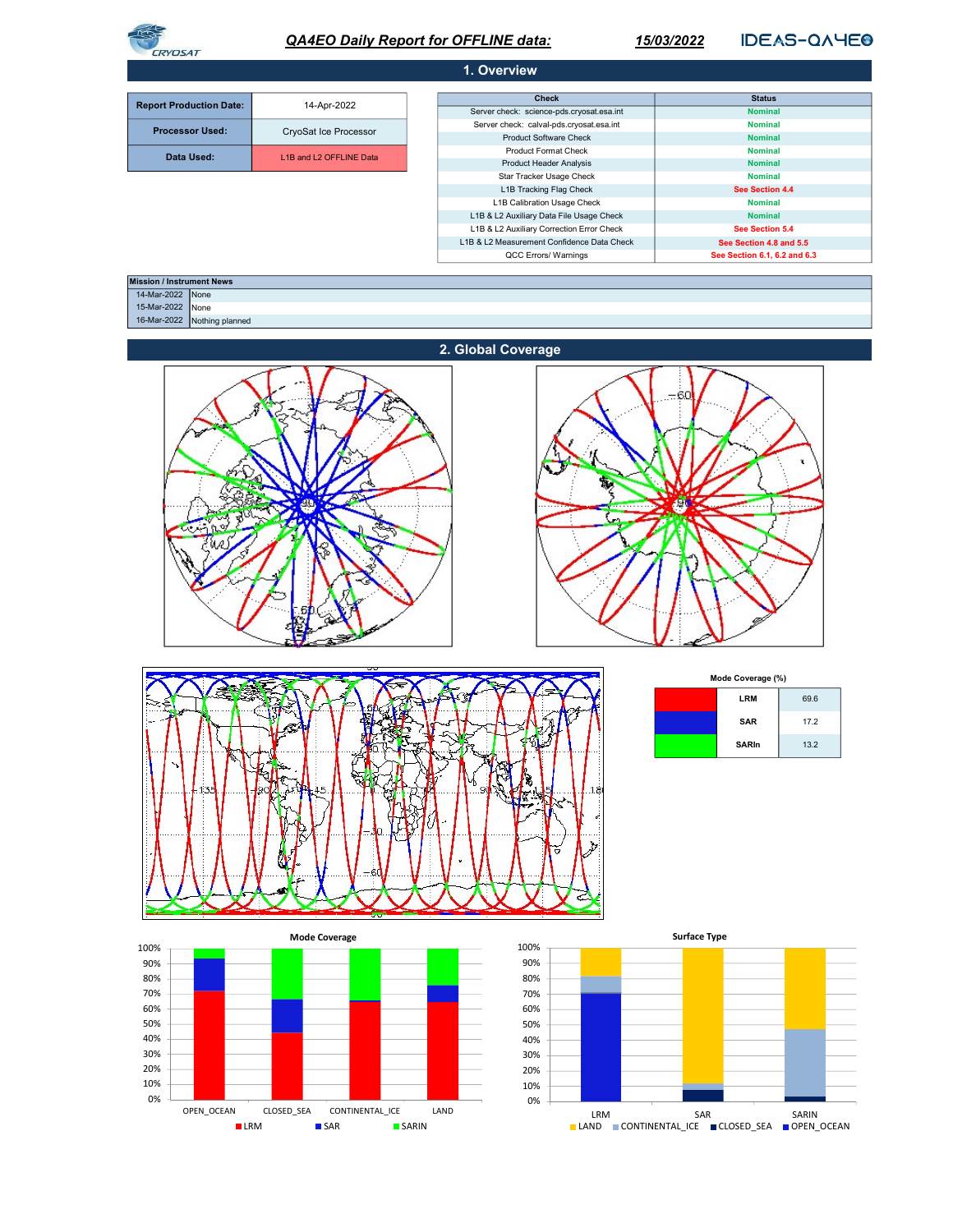# QA4EO Daily Report for OFFLINE data: 15/03/2022

CRYOSAT IDEAS-QA4EO

## 1. Overview

| | |
|---|---|
| **Report Production Date:** | 14-Apr-2022 |
| **Processor Used:** | CryoSat Ice Processor |
| **Data Used:** | L1B and L2 OFFLINE Data |

| Check | Status |
|---|---|
| Server check: science-pds.cryosat.esa.int | Nominal |
| Server check: calval-pds.cryosat.esa.int | Nominal |
| Product Software Check | Nominal |
| Product Format Check | Nominal |
| Product Header Analysis | Nominal |
| Star Tracker Usage Check | Nominal |
| L1B Tracking Flag Check | See Section 4.4 |
| L1B Calibration Usage Check | Nominal |
| L1B & L2 Auxiliary Data File Usage Check | Nominal |
| L1B & L2 Auxiliary Correction Error Check | See Section 5.4 |
| L1B & L2 Measurement Confidence Data Check | See Section 4.8 and 5.5 |
| QCC Errors/ Warnings | See Section 6.1, 6.2 and 6.3 |

| Mission / Instrument News | |
|---|---|
| 14-Mar-2022 | None |
| 15-Mar-2022 | None |
| 16-Mar-2022 | Nothing planned |

## 2. Global Coverage

Mode Coverage (%)

| Mode | % |
|---|---|
| LRM | 69.6 |
| SAR | 17.2 |
| SARIn | 13.2 |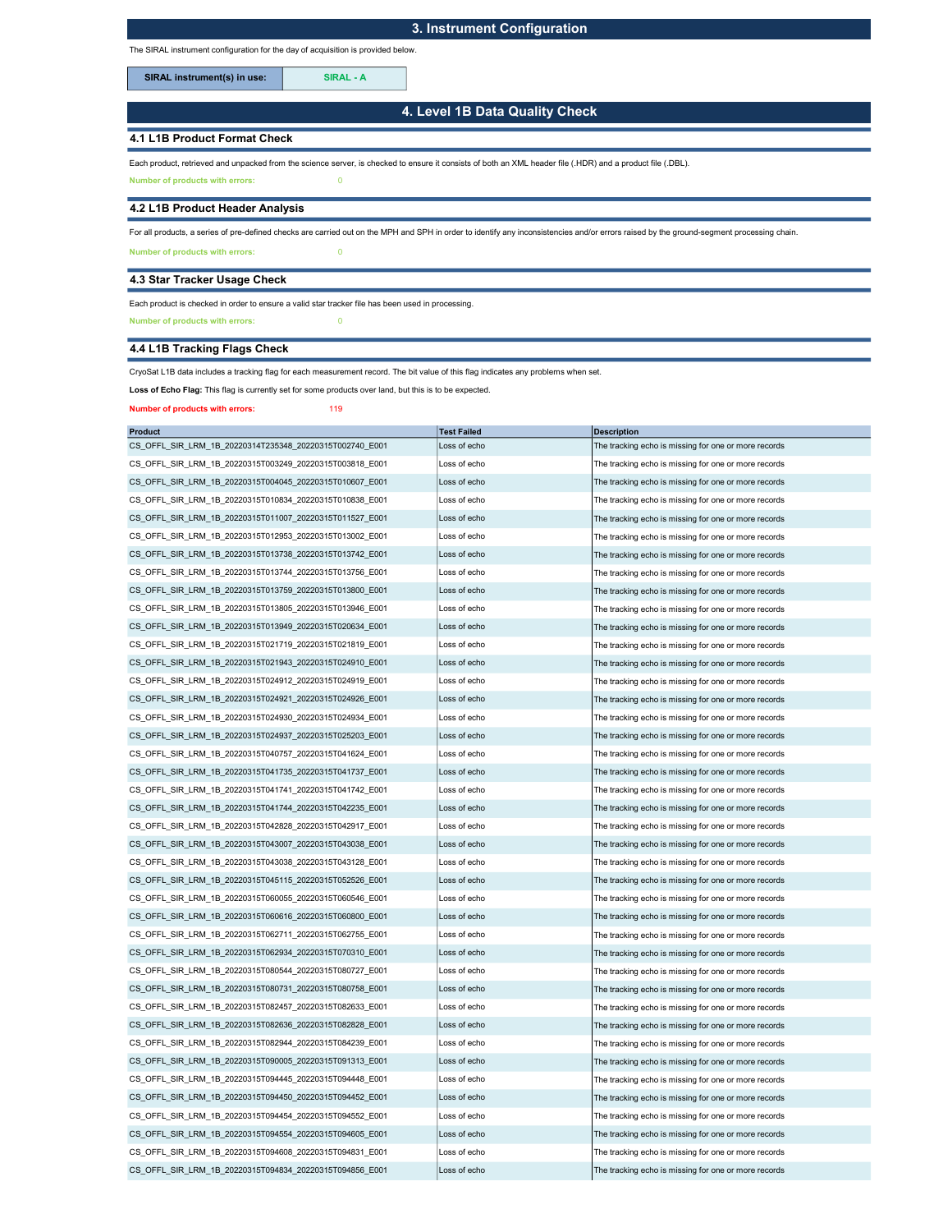# 3. Instrument Configuration

The SIRAL instrument configuration for the day of acquisition is provided below.

| SIRAL instrument(s) in use: | SIRAL - A |
|---|---|

# 4. Level 1B Data Quality Check

## 4.1 L1B Product Format Check

Each product, retrieved and unpacked from the science server, is checked to ensure it consists of both an XML header file (.HDR) and a product file (.DBL).

**Number of products with errors:** 0

## 4.2 L1B Product Header Analysis

For all products, a series of pre-defined checks are carried out on the MPH and SPH in order to identify any inconsistencies and/or errors raised by the ground-segment processing chain.

**Number of products with errors:** 0

## 4.3 Star Tracker Usage Check

Each product is checked in order to ensure a valid star tracker file has been used in processing.

**Number of products with errors:** 0

## 4.4 L1B Tracking Flags Check

CryoSat L1B data includes a tracking flag for each measurement record. The bit value of this flag indicates any problems when set.

**Loss of Echo Flag:** This flag is currently set for some products over land, but this is to be expected.

**Number of products with errors:** 119

| Product | Test Failed | Description |
|---|---|---|
| CS_OFFL_SIR_LRM_1B_20220314T235348_20220315T002740_E001 | Loss of echo | The tracking echo is missing for one or more records |
| CS_OFFL_SIR_LRM_1B_20220315T003249_20220315T003818_E001 | Loss of echo | The tracking echo is missing for one or more records |
| CS_OFFL_SIR_LRM_1B_20220315T004045_20220315T010607_E001 | Loss of echo | The tracking echo is missing for one or more records |
| CS_OFFL_SIR_LRM_1B_20220315T010834_20220315T010838_E001 | Loss of echo | The tracking echo is missing for one or more records |
| CS_OFFL_SIR_LRM_1B_20220315T011007_20220315T011527_E001 | Loss of echo | The tracking echo is missing for one or more records |
| CS_OFFL_SIR_LRM_1B_20220315T012953_20220315T013002_E001 | Loss of echo | The tracking echo is missing for one or more records |
| CS_OFFL_SIR_LRM_1B_20220315T013738_20220315T013742_E001 | Loss of echo | The tracking echo is missing for one or more records |
| CS_OFFL_SIR_LRM_1B_20220315T013744_20220315T013756_E001 | Loss of echo | The tracking echo is missing for one or more records |
| CS_OFFL_SIR_LRM_1B_20220315T013759_20220315T013800_E001 | Loss of echo | The tracking echo is missing for one or more records |
| CS_OFFL_SIR_LRM_1B_20220315T013805_20220315T013946_E001 | Loss of echo | The tracking echo is missing for one or more records |
| CS_OFFL_SIR_LRM_1B_20220315T013949_20220315T020634_E001 | Loss of echo | The tracking echo is missing for one or more records |
| CS_OFFL_SIR_LRM_1B_20220315T021719_20220315T021819_E001 | Loss of echo | The tracking echo is missing for one or more records |
| CS_OFFL_SIR_LRM_1B_20220315T021943_20220315T024910_E001 | Loss of echo | The tracking echo is missing for one or more records |
| CS_OFFL_SIR_LRM_1B_20220315T024912_20220315T024919_E001 | Loss of echo | The tracking echo is missing for one or more records |
| CS_OFFL_SIR_LRM_1B_20220315T024921_20220315T024926_E001 | Loss of echo | The tracking echo is missing for one or more records |
| CS_OFFL_SIR_LRM_1B_20220315T024930_20220315T024934_E001 | Loss of echo | The tracking echo is missing for one or more records |
| CS_OFFL_SIR_LRM_1B_20220315T024937_20220315T025203_E001 | Loss of echo | The tracking echo is missing for one or more records |
| CS_OFFL_SIR_LRM_1B_20220315T040757_20220315T041624_E001 | Loss of echo | The tracking echo is missing for one or more records |
| CS_OFFL_SIR_LRM_1B_20220315T041735_20220315T041737_E001 | Loss of echo | The tracking echo is missing for one or more records |
| CS_OFFL_SIR_LRM_1B_20220315T041741_20220315T041742_E001 | Loss of echo | The tracking echo is missing for one or more records |
| CS_OFFL_SIR_LRM_1B_20220315T041744_20220315T042235_E001 | Loss of echo | The tracking echo is missing for one or more records |
| CS_OFFL_SIR_LRM_1B_20220315T042828_20220315T042917_E001 | Loss of echo | The tracking echo is missing for one or more records |
| CS_OFFL_SIR_LRM_1B_20220315T043007_20220315T043038_E001 | Loss of echo | The tracking echo is missing for one or more records |
| CS_OFFL_SIR_LRM_1B_20220315T043038_20220315T043128_E001 | Loss of echo | The tracking echo is missing for one or more records |
| CS_OFFL_SIR_LRM_1B_20220315T045115_20220315T052526_E001 | Loss of echo | The tracking echo is missing for one or more records |
| CS_OFFL_SIR_LRM_1B_20220315T060055_20220315T060546_E001 | Loss of echo | The tracking echo is missing for one or more records |
| CS_OFFL_SIR_LRM_1B_20220315T060616_20220315T060800_E001 | Loss of echo | The tracking echo is missing for one or more records |
| CS_OFFL_SIR_LRM_1B_20220315T062711_20220315T062755_E001 | Loss of echo | The tracking echo is missing for one or more records |
| CS_OFFL_SIR_LRM_1B_20220315T062934_20220315T070310_E001 | Loss of echo | The tracking echo is missing for one or more records |
| CS_OFFL_SIR_LRM_1B_20220315T080544_20220315T080727_E001 | Loss of echo | The tracking echo is missing for one or more records |
| CS_OFFL_SIR_LRM_1B_20220315T080731_20220315T080758_E001 | Loss of echo | The tracking echo is missing for one or more records |
| CS_OFFL_SIR_LRM_1B_20220315T082457_20220315T082633_E001 | Loss of echo | The tracking echo is missing for one or more records |
| CS_OFFL_SIR_LRM_1B_20220315T082636_20220315T082828_E001 | Loss of echo | The tracking echo is missing for one or more records |
| CS_OFFL_SIR_LRM_1B_20220315T082944_20220315T084239_E001 | Loss of echo | The tracking echo is missing for one or more records |
| CS_OFFL_SIR_LRM_1B_20220315T090005_20220315T091313_E001 | Loss of echo | The tracking echo is missing for one or more records |
| CS_OFFL_SIR_LRM_1B_20220315T094445_20220315T094448_E001 | Loss of echo | The tracking echo is missing for one or more records |
| CS_OFFL_SIR_LRM_1B_20220315T094450_20220315T094452_E001 | Loss of echo | The tracking echo is missing for one or more records |
| CS_OFFL_SIR_LRM_1B_20220315T094454_20220315T094552_E001 | Loss of echo | The tracking echo is missing for one or more records |
| CS_OFFL_SIR_LRM_1B_20220315T094554_20220315T094605_E001 | Loss of echo | The tracking echo is missing for one or more records |
| CS_OFFL_SIR_LRM_1B_20220315T094608_20220315T094831_E001 | Loss of echo | The tracking echo is missing for one or more records |
| CS_OFFL_SIR_LRM_1B_20220315T094834_20220315T094856_E001 | Loss of echo | The tracking echo is missing for one or more records |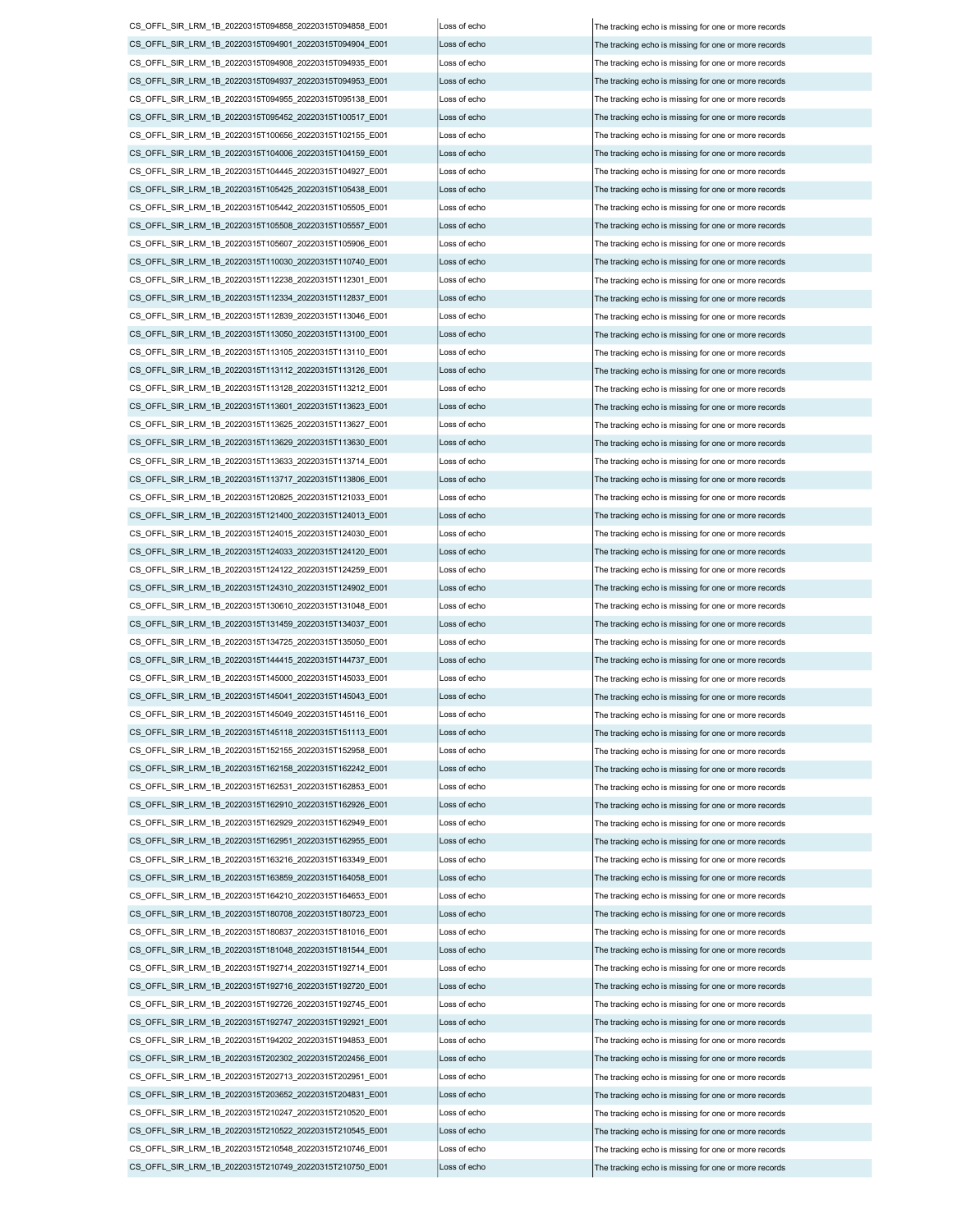| | | |
|---|---|---|
| CS_OFFL_SIR_LRM_1B_20220315T094858_20220315T094858_E001 | Loss of echo | The tracking echo is missing for one or more records |
| CS_OFFL_SIR_LRM_1B_20220315T094901_20220315T094904_E001 | Loss of echo | The tracking echo is missing for one or more records |
| CS_OFFL_SIR_LRM_1B_20220315T094908_20220315T094935_E001 | Loss of echo | The tracking echo is missing for one or more records |
| CS_OFFL_SIR_LRM_1B_20220315T094937_20220315T094953_E001 | Loss of echo | The tracking echo is missing for one or more records |
| CS_OFFL_SIR_LRM_1B_20220315T094955_20220315T095138_E001 | Loss of echo | The tracking echo is missing for one or more records |
| CS_OFFL_SIR_LRM_1B_20220315T095452_20220315T100517_E001 | Loss of echo | The tracking echo is missing for one or more records |
| CS_OFFL_SIR_LRM_1B_20220315T100656_20220315T102155_E001 | Loss of echo | The tracking echo is missing for one or more records |
| CS_OFFL_SIR_LRM_1B_20220315T104006_20220315T104159_E001 | Loss of echo | The tracking echo is missing for one or more records |
| CS_OFFL_SIR_LRM_1B_20220315T104445_20220315T104927_E001 | Loss of echo | The tracking echo is missing for one or more records |
| CS_OFFL_SIR_LRM_1B_20220315T105425_20220315T105438_E001 | Loss of echo | The tracking echo is missing for one or more records |
| CS_OFFL_SIR_LRM_1B_20220315T105442_20220315T105505_E001 | Loss of echo | The tracking echo is missing for one or more records |
| CS_OFFL_SIR_LRM_1B_20220315T105508_20220315T105557_E001 | Loss of echo | The tracking echo is missing for one or more records |
| CS_OFFL_SIR_LRM_1B_20220315T105607_20220315T105906_E001 | Loss of echo | The tracking echo is missing for one or more records |
| CS_OFFL_SIR_LRM_1B_20220315T110030_20220315T110740_E001 | Loss of echo | The tracking echo is missing for one or more records |
| CS_OFFL_SIR_LRM_1B_20220315T112238_20220315T112301_E001 | Loss of echo | The tracking echo is missing for one or more records |
| CS_OFFL_SIR_LRM_1B_20220315T112334_20220315T112837_E001 | Loss of echo | The tracking echo is missing for one or more records |
| CS_OFFL_SIR_LRM_1B_20220315T112839_20220315T113046_E001 | Loss of echo | The tracking echo is missing for one or more records |
| CS_OFFL_SIR_LRM_1B_20220315T113050_20220315T113100_E001 | Loss of echo | The tracking echo is missing for one or more records |
| CS_OFFL_SIR_LRM_1B_20220315T113105_20220315T113110_E001 | Loss of echo | The tracking echo is missing for one or more records |
| CS_OFFL_SIR_LRM_1B_20220315T113112_20220315T113126_E001 | Loss of echo | The tracking echo is missing for one or more records |
| CS_OFFL_SIR_LRM_1B_20220315T113128_20220315T113212_E001 | Loss of echo | The tracking echo is missing for one or more records |
| CS_OFFL_SIR_LRM_1B_20220315T113601_20220315T113623_E001 | Loss of echo | The tracking echo is missing for one or more records |
| CS_OFFL_SIR_LRM_1B_20220315T113625_20220315T113627_E001 | Loss of echo | The tracking echo is missing for one or more records |
| CS_OFFL_SIR_LRM_1B_20220315T113629_20220315T113630_E001 | Loss of echo | The tracking echo is missing for one or more records |
| CS_OFFL_SIR_LRM_1B_20220315T113633_20220315T113714_E001 | Loss of echo | The tracking echo is missing for one or more records |
| CS_OFFL_SIR_LRM_1B_20220315T113717_20220315T113806_E001 | Loss of echo | The tracking echo is missing for one or more records |
| CS_OFFL_SIR_LRM_1B_20220315T120825_20220315T121033_E001 | Loss of echo | The tracking echo is missing for one or more records |
| CS_OFFL_SIR_LRM_1B_20220315T121400_20220315T124013_E001 | Loss of echo | The tracking echo is missing for one or more records |
| CS_OFFL_SIR_LRM_1B_20220315T124015_20220315T124030_E001 | Loss of echo | The tracking echo is missing for one or more records |
| CS_OFFL_SIR_LRM_1B_20220315T124033_20220315T124120_E001 | Loss of echo | The tracking echo is missing for one or more records |
| CS_OFFL_SIR_LRM_1B_20220315T124122_20220315T124259_E001 | Loss of echo | The tracking echo is missing for one or more records |
| CS_OFFL_SIR_LRM_1B_20220315T124310_20220315T124902_E001 | Loss of echo | The tracking echo is missing for one or more records |
| CS_OFFL_SIR_LRM_1B_20220315T130610_20220315T131048_E001 | Loss of echo | The tracking echo is missing for one or more records |
| CS_OFFL_SIR_LRM_1B_20220315T131459_20220315T134037_E001 | Loss of echo | The tracking echo is missing for one or more records |
| CS_OFFL_SIR_LRM_1B_20220315T134725_20220315T135050_E001 | Loss of echo | The tracking echo is missing for one or more records |
| CS_OFFL_SIR_LRM_1B_20220315T144415_20220315T144737_E001 | Loss of echo | The tracking echo is missing for one or more records |
| CS_OFFL_SIR_LRM_1B_20220315T145000_20220315T145033_E001 | Loss of echo | The tracking echo is missing for one or more records |
| CS_OFFL_SIR_LRM_1B_20220315T145041_20220315T145043_E001 | Loss of echo | The tracking echo is missing for one or more records |
| CS_OFFL_SIR_LRM_1B_20220315T145049_20220315T145116_E001 | Loss of echo | The tracking echo is missing for one or more records |
| CS_OFFL_SIR_LRM_1B_20220315T145118_20220315T151113_E001 | Loss of echo | The tracking echo is missing for one or more records |
| CS_OFFL_SIR_LRM_1B_20220315T152155_20220315T152958_E001 | Loss of echo | The tracking echo is missing for one or more records |
| CS_OFFL_SIR_LRM_1B_20220315T162158_20220315T162242_E001 | Loss of echo | The tracking echo is missing for one or more records |
| CS_OFFL_SIR_LRM_1B_20220315T162531_20220315T162853_E001 | Loss of echo | The tracking echo is missing for one or more records |
| CS_OFFL_SIR_LRM_1B_20220315T162910_20220315T162926_E001 | Loss of echo | The tracking echo is missing for one or more records |
| CS_OFFL_SIR_LRM_1B_20220315T162929_20220315T162949_E001 | Loss of echo | The tracking echo is missing for one or more records |
| CS_OFFL_SIR_LRM_1B_20220315T162951_20220315T162955_E001 | Loss of echo | The tracking echo is missing for one or more records |
| CS_OFFL_SIR_LRM_1B_20220315T163216_20220315T163349_E001 | Loss of echo | The tracking echo is missing for one or more records |
| CS_OFFL_SIR_LRM_1B_20220315T163859_20220315T164058_E001 | Loss of echo | The tracking echo is missing for one or more records |
| CS_OFFL_SIR_LRM_1B_20220315T164210_20220315T164653_E001 | Loss of echo | The tracking echo is missing for one or more records |
| CS_OFFL_SIR_LRM_1B_20220315T180708_20220315T180723_E001 | Loss of echo | The tracking echo is missing for one or more records |
| CS_OFFL_SIR_LRM_1B_20220315T180837_20220315T181016_E001 | Loss of echo | The tracking echo is missing for one or more records |
| CS_OFFL_SIR_LRM_1B_20220315T181048_20220315T181544_E001 | Loss of echo | The tracking echo is missing for one or more records |
| CS_OFFL_SIR_LRM_1B_20220315T192714_20220315T192714_E001 | Loss of echo | The tracking echo is missing for one or more records |
| CS_OFFL_SIR_LRM_1B_20220315T192716_20220315T192720_E001 | Loss of echo | The tracking echo is missing for one or more records |
| CS_OFFL_SIR_LRM_1B_20220315T192726_20220315T192745_E001 | Loss of echo | The tracking echo is missing for one or more records |
| CS_OFFL_SIR_LRM_1B_20220315T192747_20220315T192921_E001 | Loss of echo | The tracking echo is missing for one or more records |
| CS_OFFL_SIR_LRM_1B_20220315T194202_20220315T194853_E001 | Loss of echo | The tracking echo is missing for one or more records |
| CS_OFFL_SIR_LRM_1B_20220315T202302_20220315T202456_E001 | Loss of echo | The tracking echo is missing for one or more records |
| CS_OFFL_SIR_LRM_1B_20220315T202713_20220315T202951_E001 | Loss of echo | The tracking echo is missing for one or more records |
| CS_OFFL_SIR_LRM_1B_20220315T203652_20220315T204831_E001 | Loss of echo | The tracking echo is missing for one or more records |
| CS_OFFL_SIR_LRM_1B_20220315T210247_20220315T210520_E001 | Loss of echo | The tracking echo is missing for one or more records |
| CS_OFFL_SIR_LRM_1B_20220315T210522_20220315T210545_E001 | Loss of echo | The tracking echo is missing for one or more records |
| CS_OFFL_SIR_LRM_1B_20220315T210548_20220315T210746_E001 | Loss of echo | The tracking echo is missing for one or more records |
| CS_OFFL_SIR_LRM_1B_20220315T210749_20220315T210750_E001 | Loss of echo | The tracking echo is missing for one or more records |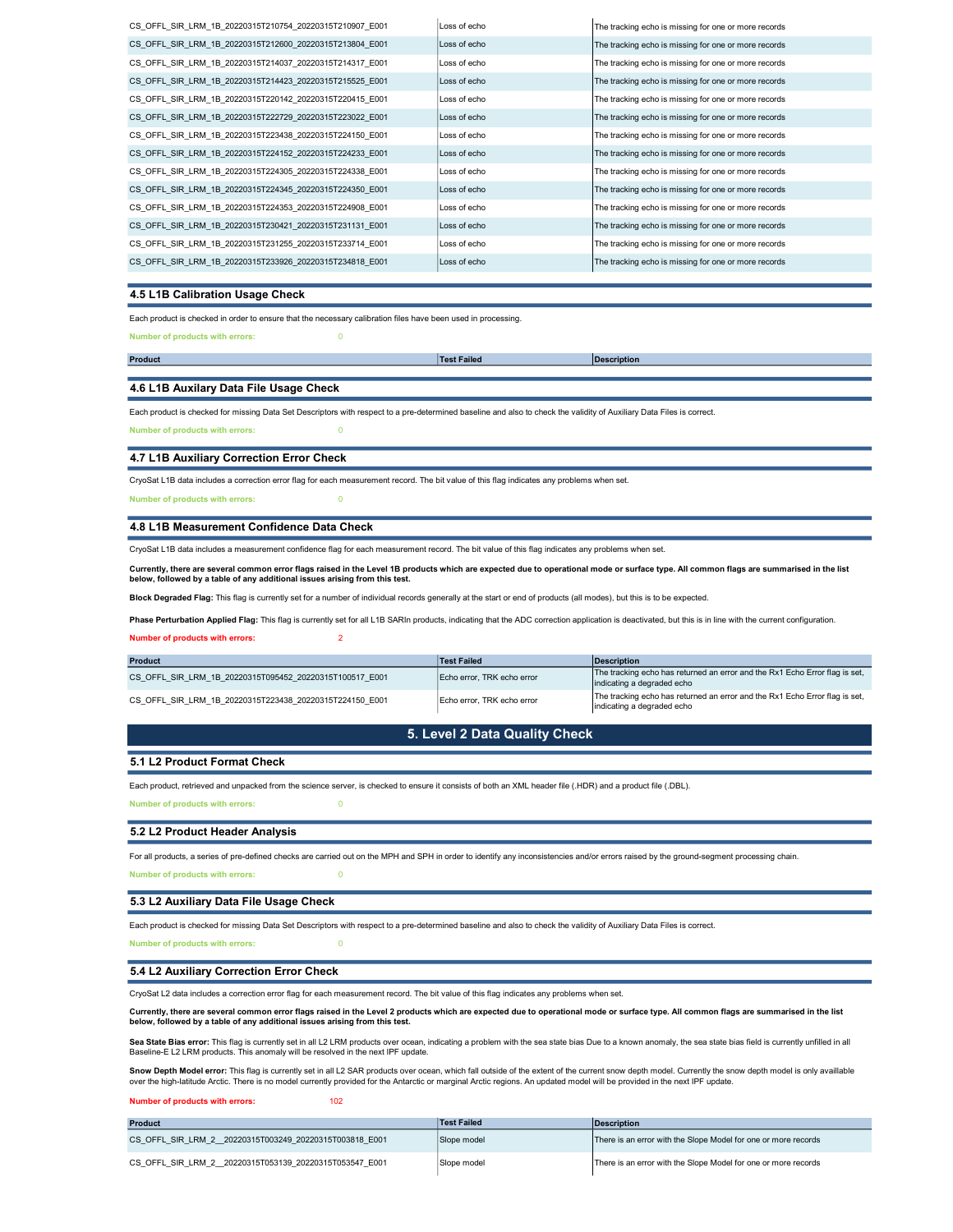| Product | Test Failed | Description |
|---|---|---|
| CS_OFFL_SIR_LRM_1B_20220315T210754_20220315T210907_E001 | Loss of echo | The tracking echo is missing for one or more records |
| CS_OFFL_SIR_LRM_1B_20220315T212600_20220315T213804_E001 | Loss of echo | The tracking echo is missing for one or more records |
| CS_OFFL_SIR_LRM_1B_20220315T214037_20220315T214317_E001 | Loss of echo | The tracking echo is missing for one or more records |
| CS_OFFL_SIR_LRM_1B_20220315T214423_20220315T215525_E001 | Loss of echo | The tracking echo is missing for one or more records |
| CS_OFFL_SIR_LRM_1B_20220315T220142_20220315T220415_E001 | Loss of echo | The tracking echo is missing for one or more records |
| CS_OFFL_SIR_LRM_1B_20220315T222729_20220315T223022_E001 | Loss of echo | The tracking echo is missing for one or more records |
| CS_OFFL_SIR_LRM_1B_20220315T223438_20220315T224150_E001 | Loss of echo | The tracking echo is missing for one or more records |
| CS_OFFL_SIR_LRM_1B_20220315T224152_20220315T224233_E001 | Loss of echo | The tracking echo is missing for one or more records |
| CS_OFFL_SIR_LRM_1B_20220315T224305_20220315T224338_E001 | Loss of echo | The tracking echo is missing for one or more records |
| CS_OFFL_SIR_LRM_1B_20220315T224345_20220315T224350_E001 | Loss of echo | The tracking echo is missing for one or more records |
| CS_OFFL_SIR_LRM_1B_20220315T224353_20220315T224908_E001 | Loss of echo | The tracking echo is missing for one or more records |
| CS_OFFL_SIR_LRM_1B_20220315T230421_20220315T231131_E001 | Loss of echo | The tracking echo is missing for one or more records |
| CS_OFFL_SIR_LRM_1B_20220315T231255_20220315T233714_E001 | Loss of echo | The tracking echo is missing for one or more records |
| CS_OFFL_SIR_LRM_1B_20220315T233926_20220315T234818_E001 | Loss of echo | The tracking echo is missing for one or more records |

### 4.5 L1B Calibration Usage Check

Each product is checked in order to ensure that the necessary calibration files have been used in processing.

**Number of products with errors:** 0

| Product | Test Failed | Description |
|---|---|---|

### 4.6 L1B Auxilary Data File Usage Check

Each product is checked for missing Data Set Descriptors with respect to a pre-determined baseline and also to check the validity of Auxiliary Data Files is correct.

**Number of products with errors:** 0

### 4.7 L1B Auxiliary Correction Error Check

CryoSat L1B data includes a correction error flag for each measurement record. The bit value of this flag indicates any problems when set.

**Number of products with errors:** 0

### 4.8 L1B Measurement Confidence Data Check

CryoSat L1B data includes a measurement confidence flag for each measurement record. The bit value of this flag indicates any problems when set.

**Currently, there are several common error flags raised in the Level 1B products which are expected due to operational mode or surface type. All common flags are summarised in the list below, followed by a table of any additional issues arising from this test.**

**Block Degraded Flag:** This flag is currently set for a number of individual records generally at the start or end of products (all modes), but this is to be expected.

**Phase Perturbation Applied Flag:** This flag is currently set for all L1B SARIn products, indicating that the ADC correction application is deactivated, but this is in line with the current configuration.

**Number of products with errors:** 2

| Product | Test Failed | Description |
|---|---|---|
| CS_OFFL_SIR_LRM_1B_20220315T095452_20220315T100517_E001 | Echo error, TRK echo error | The tracking echo has returned an error and the Rx1 Echo Error flag is set, indicating a degraded echo |
| CS_OFFL_SIR_LRM_1B_20220315T223438_20220315T224150_E001 | Echo error, TRK echo error | The tracking echo has returned an error and the Rx1 Echo Error flag is set, indicating a degraded echo |

## 5. Level 2 Data Quality Check

### 5.1 L2 Product Format Check

Each product, retrieved and unpacked from the science server, is checked to ensure it consists of both an XML header file (.HDR) and a product file (.DBL).

**Number of products with errors:** 0

### 5.2 L2 Product Header Analysis

For all products, a series of pre-defined checks are carried out on the MPH and SPH in order to identify any inconsistencies and/or errors raised by the ground-segment processing chain.

**Number of products with errors:** 0

### 5.3 L2 Auxiliary Data File Usage Check

Each product is checked for missing Data Set Descriptors with respect to a pre-determined baseline and also to check the validity of Auxiliary Data Files is correct.

**Number of products with errors:** 0

### 5.4 L2 Auxiliary Correction Error Check

CryoSat L2 data includes a correction error flag for each measurement record. The bit value of this flag indicates any problems when set.

**Currently, there are several common error flags raised in the Level 2 products which are expected due to operational mode or surface type. All common flags are summarised in the list below, followed by a table of any additional issues arising from this test.**

**Sea State Bias error:** This flag is currently set in all L2 LRM products over ocean, indicating a problem with the sea state bias Due to a known anomaly, the sea state bias field is currently unfilled in all Baseline-E L2 LRM products. This anomaly will be resolved in the next IPF update.

**Snow Depth Model error:** This flag is currently set in all L2 SAR products over ocean, which fall outside of the extent of the current snow depth model. Currently the snow depth model is only availlable over the high-latitude Arctic. There is no model currently provided for the Antarctic or marginal Arctic regions. An updated model will be provided in the next IPF update.

**Number of products with errors:** 102

| Product | Test Failed | Description |
|---|---|---|
| CS_OFFL_SIR_LRM_2__20220315T003249_20220315T003818_E001 | Slope model | There is an error with the Slope Model for one or more records |
| CS_OFFL_SIR_LRM_2__20220315T053139_20220315T053547_E001 | Slope model | There is an error with the Slope Model for one or more records |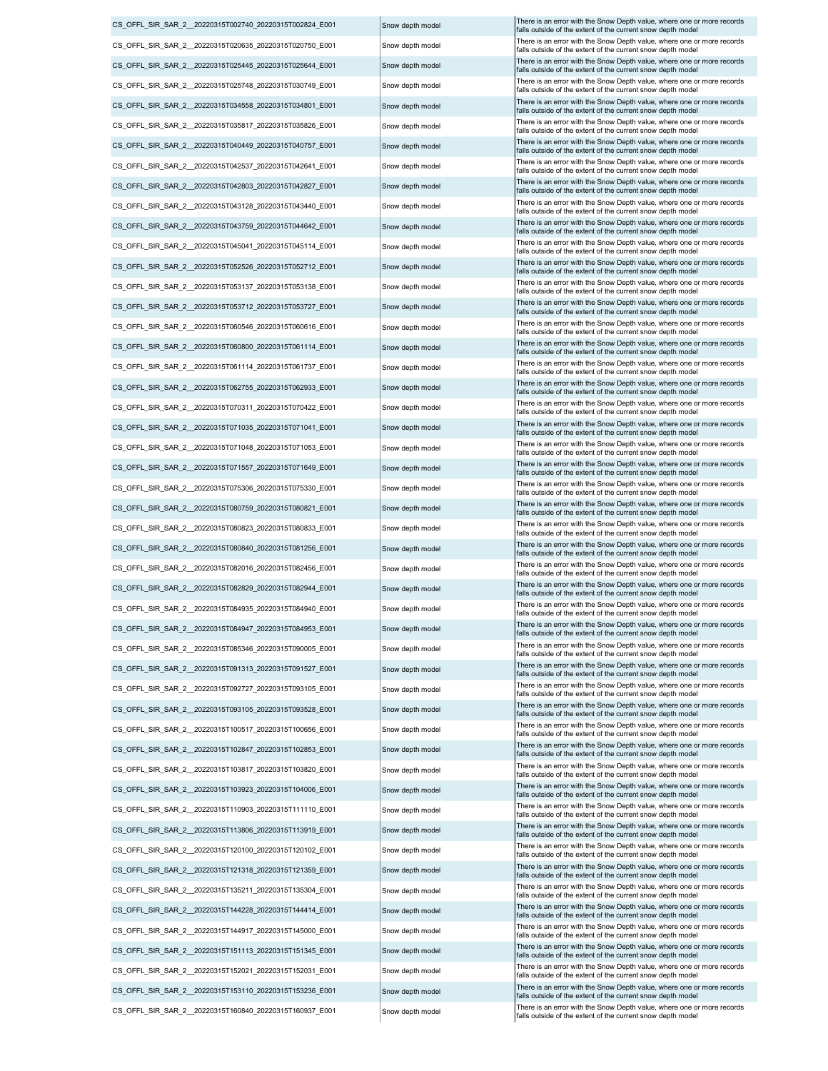| | | |
|---|---|---|
| CS_OFFL_SIR_SAR_2__20220315T002740_20220315T002824_E001 | Snow depth model | There is an error with the Snow Depth value, where one or more records falls outside of the extent of the current snow depth model |
| CS_OFFL_SIR_SAR_2__20220315T020635_20220315T020750_E001 | Snow depth model | There is an error with the Snow Depth value, where one or more records falls outside of the extent of the current snow depth model |
| CS_OFFL_SIR_SAR_2__20220315T025445_20220315T025644_E001 | Snow depth model | There is an error with the Snow Depth value, where one or more records falls outside of the extent of the current snow depth model |
| CS_OFFL_SIR_SAR_2__20220315T025748_20220315T030749_E001 | Snow depth model | There is an error with the Snow Depth value, where one or more records falls outside of the extent of the current snow depth model |
| CS_OFFL_SIR_SAR_2__20220315T034558_20220315T034801_E001 | Snow depth model | There is an error with the Snow Depth value, where one or more records falls outside of the extent of the current snow depth model |
| CS_OFFL_SIR_SAR_2__20220315T035817_20220315T035826_E001 | Snow depth model | There is an error with the Snow Depth value, where one or more records falls outside of the extent of the current snow depth model |
| CS_OFFL_SIR_SAR_2__20220315T040449_20220315T040757_E001 | Snow depth model | There is an error with the Snow Depth value, where one or more records falls outside of the extent of the current snow depth model |
| CS_OFFL_SIR_SAR_2__20220315T042537_20220315T042641_E001 | Snow depth model | There is an error with the Snow Depth value, where one or more records falls outside of the extent of the current snow depth model |
| CS_OFFL_SIR_SAR_2__20220315T042803_20220315T042827_E001 | Snow depth model | There is an error with the Snow Depth value, where one or more records falls outside of the extent of the current snow depth model |
| CS_OFFL_SIR_SAR_2__20220315T043128_20220315T043440_E001 | Snow depth model | There is an error with the Snow Depth value, where one or more records falls outside of the extent of the current snow depth model |
| CS_OFFL_SIR_SAR_2__20220315T043759_20220315T044642_E001 | Snow depth model | There is an error with the Snow Depth value, where one or more records falls outside of the extent of the current snow depth model |
| CS_OFFL_SIR_SAR_2__20220315T045041_20220315T045114_E001 | Snow depth model | There is an error with the Snow Depth value, where one or more records falls outside of the extent of the current snow depth model |
| CS_OFFL_SIR_SAR_2__20220315T052526_20220315T052712_E001 | Snow depth model | There is an error with the Snow Depth value, where one or more records falls outside of the extent of the current snow depth model |
| CS_OFFL_SIR_SAR_2__20220315T053137_20220315T053138_E001 | Snow depth model | There is an error with the Snow Depth value, where one or more records falls outside of the extent of the current snow depth model |
| CS_OFFL_SIR_SAR_2__20220315T053712_20220315T053727_E001 | Snow depth model | There is an error with the Snow Depth value, where one or more records falls outside of the extent of the current snow depth model |
| CS_OFFL_SIR_SAR_2__20220315T060546_20220315T060616_E001 | Snow depth model | There is an error with the Snow Depth value, where one or more records falls outside of the extent of the current snow depth model |
| CS_OFFL_SIR_SAR_2__20220315T060800_20220315T061114_E001 | Snow depth model | There is an error with the Snow Depth value, where one or more records falls outside of the extent of the current snow depth model |
| CS_OFFL_SIR_SAR_2__20220315T061114_20220315T061737_E001 | Snow depth model | There is an error with the Snow Depth value, where one or more records falls outside of the extent of the current snow depth model |
| CS_OFFL_SIR_SAR_2__20220315T062755_20220315T062933_E001 | Snow depth model | There is an error with the Snow Depth value, where one or more records falls outside of the extent of the current snow depth model |
| CS_OFFL_SIR_SAR_2__20220315T070311_20220315T070422_E001 | Snow depth model | There is an error with the Snow Depth value, where one or more records falls outside of the extent of the current snow depth model |
| CS_OFFL_SIR_SAR_2__20220315T071035_20220315T071041_E001 | Snow depth model | There is an error with the Snow Depth value, where one or more records falls outside of the extent of the current snow depth model |
| CS_OFFL_SIR_SAR_2__20220315T071048_20220315T071053_E001 | Snow depth model | There is an error with the Snow Depth value, where one or more records falls outside of the extent of the current snow depth model |
| CS_OFFL_SIR_SAR_2__20220315T071557_20220315T071649_E001 | Snow depth model | There is an error with the Snow Depth value, where one or more records falls outside of the extent of the current snow depth model |
| CS_OFFL_SIR_SAR_2__20220315T075306_20220315T075330_E001 | Snow depth model | There is an error with the Snow Depth value, where one or more records falls outside of the extent of the current snow depth model |
| CS_OFFL_SIR_SAR_2__20220315T080759_20220315T080821_E001 | Snow depth model | There is an error with the Snow Depth value, where one or more records falls outside of the extent of the current snow depth model |
| CS_OFFL_SIR_SAR_2__20220315T080823_20220315T080833_E001 | Snow depth model | There is an error with the Snow Depth value, where one or more records falls outside of the extent of the current snow depth model |
| CS_OFFL_SIR_SAR_2__20220315T080840_20220315T081256_E001 | Snow depth model | There is an error with the Snow Depth value, where one or more records falls outside of the extent of the current snow depth model |
| CS_OFFL_SIR_SAR_2__20220315T082016_20220315T082456_E001 | Snow depth model | There is an error with the Snow Depth value, where one or more records falls outside of the extent of the current snow depth model |
| CS_OFFL_SIR_SAR_2__20220315T082829_20220315T082944_E001 | Snow depth model | There is an error with the Snow Depth value, where one or more records falls outside of the extent of the current snow depth model |
| CS_OFFL_SIR_SAR_2__20220315T084935_20220315T084940_E001 | Snow depth model | There is an error with the Snow Depth value, where one or more records falls outside of the extent of the current snow depth model |
| CS_OFFL_SIR_SAR_2__20220315T084947_20220315T084953_E001 | Snow depth model | There is an error with the Snow Depth value, where one or more records falls outside of the extent of the current snow depth model |
| CS_OFFL_SIR_SAR_2__20220315T085346_20220315T090005_E001 | Snow depth model | There is an error with the Snow Depth value, where one or more records falls outside of the extent of the current snow depth model |
| CS_OFFL_SIR_SAR_2__20220315T091313_20220315T091527_E001 | Snow depth model | There is an error with the Snow Depth value, where one or more records falls outside of the extent of the current snow depth model |
| CS_OFFL_SIR_SAR_2__20220315T092727_20220315T093105_E001 | Snow depth model | There is an error with the Snow Depth value, where one or more records falls outside of the extent of the current snow depth model |
| CS_OFFL_SIR_SAR_2__20220315T093105_20220315T093528_E001 | Snow depth model | There is an error with the Snow Depth value, where one or more records falls outside of the extent of the current snow depth model |
| CS_OFFL_SIR_SAR_2__20220315T100517_20220315T100656_E001 | Snow depth model | There is an error with the Snow Depth value, where one or more records falls outside of the extent of the current snow depth model |
| CS_OFFL_SIR_SAR_2__20220315T102847_20220315T102853_E001 | Snow depth model | There is an error with the Snow Depth value, where one or more records falls outside of the extent of the current snow depth model |
| CS_OFFL_SIR_SAR_2__20220315T103817_20220315T103820_E001 | Snow depth model | There is an error with the Snow Depth value, where one or more records falls outside of the extent of the current snow depth model |
| CS_OFFL_SIR_SAR_2__20220315T103923_20220315T104006_E001 | Snow depth model | There is an error with the Snow Depth value, where one or more records falls outside of the extent of the current snow depth model |
| CS_OFFL_SIR_SAR_2__20220315T110903_20220315T111110_E001 | Snow depth model | There is an error with the Snow Depth value, where one or more records falls outside of the extent of the current snow depth model |
| CS_OFFL_SIR_SAR_2__20220315T113806_20220315T113919_E001 | Snow depth model | There is an error with the Snow Depth value, where one or more records falls outside of the extent of the current snow depth model |
| CS_OFFL_SIR_SAR_2__20220315T120100_20220315T120102_E001 | Snow depth model | There is an error with the Snow Depth value, where one or more records falls outside of the extent of the current snow depth model |
| CS_OFFL_SIR_SAR_2__20220315T121318_20220315T121359_E001 | Snow depth model | There is an error with the Snow Depth value, where one or more records falls outside of the extent of the current snow depth model |
| CS_OFFL_SIR_SAR_2__20220315T135211_20220315T135304_E001 | Snow depth model | There is an error with the Snow Depth value, where one or more records falls outside of the extent of the current snow depth model |
| CS_OFFL_SIR_SAR_2__20220315T144228_20220315T144414_E001 | Snow depth model | There is an error with the Snow Depth value, where one or more records falls outside of the extent of the current snow depth model |
| CS_OFFL_SIR_SAR_2__20220315T144917_20220315T145000_E001 | Snow depth model | There is an error with the Snow Depth value, where one or more records falls outside of the extent of the current snow depth model |
| CS_OFFL_SIR_SAR_2__20220315T151113_20220315T151345_E001 | Snow depth model | There is an error with the Snow Depth value, where one or more records falls outside of the extent of the current snow depth model |
| CS_OFFL_SIR_SAR_2__20220315T152021_20220315T152031_E001 | Snow depth model | There is an error with the Snow Depth value, where one or more records falls outside of the extent of the current snow depth model |
| CS_OFFL_SIR_SAR_2__20220315T153110_20220315T153236_E001 | Snow depth model | There is an error with the Snow Depth value, where one or more records falls outside of the extent of the current snow depth model |
| CS_OFFL_SIR_SAR_2__20220315T160840_20220315T160937_E001 | Snow depth model | There is an error with the Snow Depth value, where one or more records falls outside of the extent of the current snow depth model |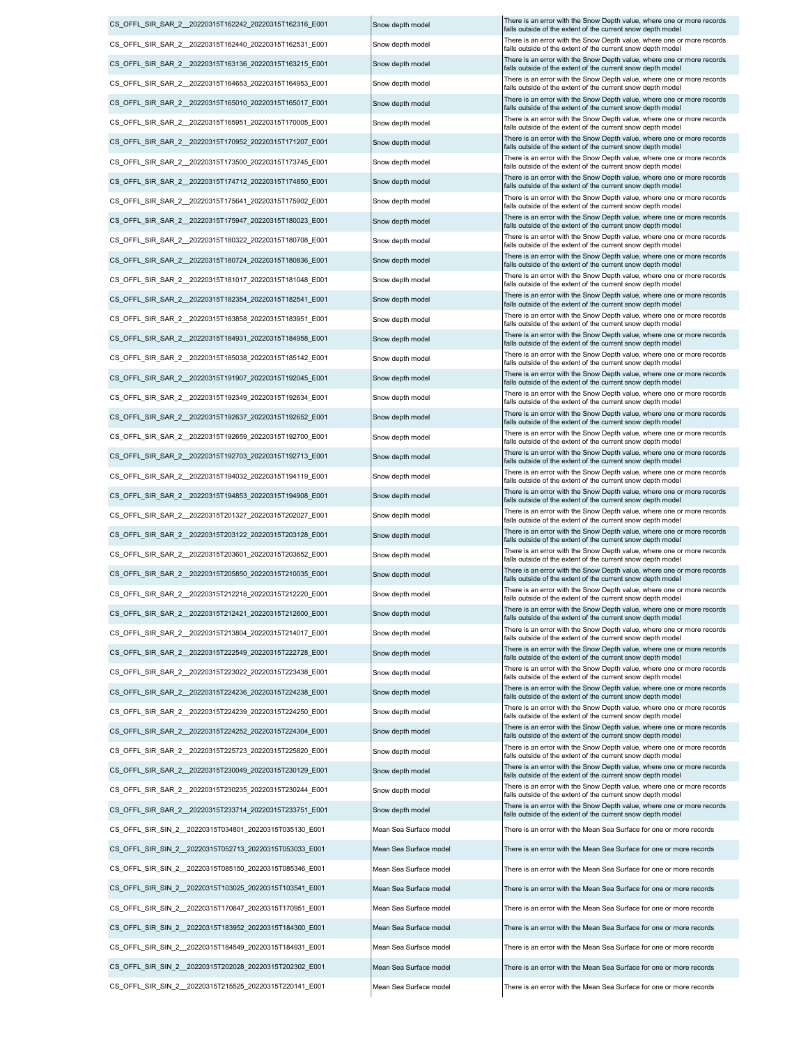| | | |
|---|---|---|
| CS_OFFL_SIR_SAR_2__20220315T162242_20220315T162316_E001 | Snow depth model | There is an error with the Snow Depth value, where one or more records falls outside of the extent of the current snow depth model |
| CS_OFFL_SIR_SAR_2__20220315T162440_20220315T162531_E001 | Snow depth model | There is an error with the Snow Depth value, where one or more records falls outside of the extent of the current snow depth model |
| CS_OFFL_SIR_SAR_2__20220315T163136_20220315T163215_E001 | Snow depth model | There is an error with the Snow Depth value, where one or more records falls outside of the extent of the current snow depth model |
| CS_OFFL_SIR_SAR_2__20220315T164653_20220315T164953_E001 | Snow depth model | There is an error with the Snow Depth value, where one or more records falls outside of the extent of the current snow depth model |
| CS_OFFL_SIR_SAR_2__20220315T165010_20220315T165017_E001 | Snow depth model | There is an error with the Snow Depth value, where one or more records falls outside of the extent of the current snow depth model |
| CS_OFFL_SIR_SAR_2__20220315T165951_20220315T170005_E001 | Snow depth model | There is an error with the Snow Depth value, where one or more records falls outside of the extent of the current snow depth model |
| CS_OFFL_SIR_SAR_2__20220315T170952_20220315T171207_E001 | Snow depth model | There is an error with the Snow Depth value, where one or more records falls outside of the extent of the current snow depth model |
| CS_OFFL_SIR_SAR_2__20220315T173500_20220315T173745_E001 | Snow depth model | There is an error with the Snow Depth value, where one or more records falls outside of the extent of the current snow depth model |
| CS_OFFL_SIR_SAR_2__20220315T174712_20220315T174850_E001 | Snow depth model | There is an error with the Snow Depth value, where one or more records falls outside of the extent of the current snow depth model |
| CS_OFFL_SIR_SAR_2__20220315T175641_20220315T175902_E001 | Snow depth model | There is an error with the Snow Depth value, where one or more records falls outside of the extent of the current snow depth model |
| CS_OFFL_SIR_SAR_2__20220315T175947_20220315T180023_E001 | Snow depth model | There is an error with the Snow Depth value, where one or more records falls outside of the extent of the current snow depth model |
| CS_OFFL_SIR_SAR_2__20220315T180322_20220315T180708_E001 | Snow depth model | There is an error with the Snow Depth value, where one or more records falls outside of the extent of the current snow depth model |
| CS_OFFL_SIR_SAR_2__20220315T180724_20220315T180836_E001 | Snow depth model | There is an error with the Snow Depth value, where one or more records falls outside of the extent of the current snow depth model |
| CS_OFFL_SIR_SAR_2__20220315T181017_20220315T181048_E001 | Snow depth model | There is an error with the Snow Depth value, where one or more records falls outside of the extent of the current snow depth model |
| CS_OFFL_SIR_SAR_2__20220315T182354_20220315T182541_E001 | Snow depth model | There is an error with the Snow Depth value, where one or more records falls outside of the extent of the current snow depth model |
| CS_OFFL_SIR_SAR_2__20220315T183858_20220315T183951_E001 | Snow depth model | There is an error with the Snow Depth value, where one or more records falls outside of the extent of the current snow depth model |
| CS_OFFL_SIR_SAR_2__20220315T184931_20220315T184958_E001 | Snow depth model | There is an error with the Snow Depth value, where one or more records falls outside of the extent of the current snow depth model |
| CS_OFFL_SIR_SAR_2__20220315T185038_20220315T185142_E001 | Snow depth model | There is an error with the Snow Depth value, where one or more records falls outside of the extent of the current snow depth model |
| CS_OFFL_SIR_SAR_2__20220315T191907_20220315T192045_E001 | Snow depth model | There is an error with the Snow Depth value, where one or more records falls outside of the extent of the current snow depth model |
| CS_OFFL_SIR_SAR_2__20220315T192349_20220315T192634_E001 | Snow depth model | There is an error with the Snow Depth value, where one or more records falls outside of the extent of the current snow depth model |
| CS_OFFL_SIR_SAR_2__20220315T192637_20220315T192652_E001 | Snow depth model | There is an error with the Snow Depth value, where one or more records falls outside of the extent of the current snow depth model |
| CS_OFFL_SIR_SAR_2__20220315T192659_20220315T192700_E001 | Snow depth model | There is an error with the Snow Depth value, where one or more records falls outside of the extent of the current snow depth model |
| CS_OFFL_SIR_SAR_2__20220315T192703_20220315T192713_E001 | Snow depth model | There is an error with the Snow Depth value, where one or more records falls outside of the extent of the current snow depth model |
| CS_OFFL_SIR_SAR_2__20220315T194032_20220315T194119_E001 | Snow depth model | There is an error with the Snow Depth value, where one or more records falls outside of the extent of the current snow depth model |
| CS_OFFL_SIR_SAR_2__20220315T194853_20220315T194908_E001 | Snow depth model | There is an error with the Snow Depth value, where one or more records falls outside of the extent of the current snow depth model |
| CS_OFFL_SIR_SAR_2__20220315T201327_20220315T202027_E001 | Snow depth model | There is an error with the Snow Depth value, where one or more records falls outside of the extent of the current snow depth model |
| CS_OFFL_SIR_SAR_2__20220315T203122_20220315T203128_E001 | Snow depth model | There is an error with the Snow Depth value, where one or more records falls outside of the extent of the current snow depth model |
| CS_OFFL_SIR_SAR_2__20220315T203601_20220315T203652_E001 | Snow depth model | There is an error with the Snow Depth value, where one or more records falls outside of the extent of the current snow depth model |
| CS_OFFL_SIR_SAR_2__20220315T205850_20220315T210035_E001 | Snow depth model | There is an error with the Snow Depth value, where one or more records falls outside of the extent of the current snow depth model |
| CS_OFFL_SIR_SAR_2__20220315T212218_20220315T212220_E001 | Snow depth model | There is an error with the Snow Depth value, where one or more records falls outside of the extent of the current snow depth model |
| CS_OFFL_SIR_SAR_2__20220315T212421_20220315T212600_E001 | Snow depth model | There is an error with the Snow Depth value, where one or more records falls outside of the extent of the current snow depth model |
| CS_OFFL_SIR_SAR_2__20220315T213804_20220315T214017_E001 | Snow depth model | There is an error with the Snow Depth value, where one or more records falls outside of the extent of the current snow depth model |
| CS_OFFL_SIR_SAR_2__20220315T222549_20220315T222728_E001 | Snow depth model | There is an error with the Snow Depth value, where one or more records falls outside of the extent of the current snow depth model |
| CS_OFFL_SIR_SAR_2__20220315T223022_20220315T223438_E001 | Snow depth model | There is an error with the Snow Depth value, where one or more records falls outside of the extent of the current snow depth model |
| CS_OFFL_SIR_SAR_2__20220315T224236_20220315T224238_E001 | Snow depth model | There is an error with the Snow Depth value, where one or more records falls outside of the extent of the current snow depth model |
| CS_OFFL_SIR_SAR_2__20220315T224239_20220315T224250_E001 | Snow depth model | There is an error with the Snow Depth value, where one or more records falls outside of the extent of the current snow depth model |
| CS_OFFL_SIR_SAR_2__20220315T224252_20220315T224304_E001 | Snow depth model | There is an error with the Snow Depth value, where one or more records falls outside of the extent of the current snow depth model |
| CS_OFFL_SIR_SAR_2__20220315T225723_20220315T225820_E001 | Snow depth model | There is an error with the Snow Depth value, where one or more records falls outside of the extent of the current snow depth model |
| CS_OFFL_SIR_SAR_2__20220315T230049_20220315T230129_E001 | Snow depth model | There is an error with the Snow Depth value, where one or more records falls outside of the extent of the current snow depth model |
| CS_OFFL_SIR_SAR_2__20220315T230235_20220315T230244_E001 | Snow depth model | There is an error with the Snow Depth value, where one or more records falls outside of the extent of the current snow depth model |
| CS_OFFL_SIR_SAR_2__20220315T233714_20220315T233751_E001 | Snow depth model | There is an error with the Snow Depth value, where one or more records falls outside of the extent of the current snow depth model |
| CS_OFFL_SIR_SIN_2__20220315T034801_20220315T035130_E001 | Mean Sea Surface model | There is an error with the Mean Sea Surface for one or more records |
| CS_OFFL_SIR_SIN_2__20220315T052713_20220315T053033_E001 | Mean Sea Surface model | There is an error with the Mean Sea Surface for one or more records |
| CS_OFFL_SIR_SIN_2__20220315T085150_20220315T085346_E001 | Mean Sea Surface model | There is an error with the Mean Sea Surface for one or more records |
| CS_OFFL_SIR_SIN_2__20220315T103025_20220315T103541_E001 | Mean Sea Surface model | There is an error with the Mean Sea Surface for one or more records |
| CS_OFFL_SIR_SIN_2__20220315T170647_20220315T170951_E001 | Mean Sea Surface model | There is an error with the Mean Sea Surface for one or more records |
| CS_OFFL_SIR_SIN_2__20220315T183952_20220315T184300_E001 | Mean Sea Surface model | There is an error with the Mean Sea Surface for one or more records |
| CS_OFFL_SIR_SIN_2__20220315T184549_20220315T184931_E001 | Mean Sea Surface model | There is an error with the Mean Sea Surface for one or more records |
| CS_OFFL_SIR_SIN_2__20220315T202028_20220315T202302_E001 | Mean Sea Surface model | There is an error with the Mean Sea Surface for one or more records |
| CS_OFFL_SIR_SIN_2__20220315T215525_20220315T220141_E001 | Mean Sea Surface model | There is an error with the Mean Sea Surface for one or more records |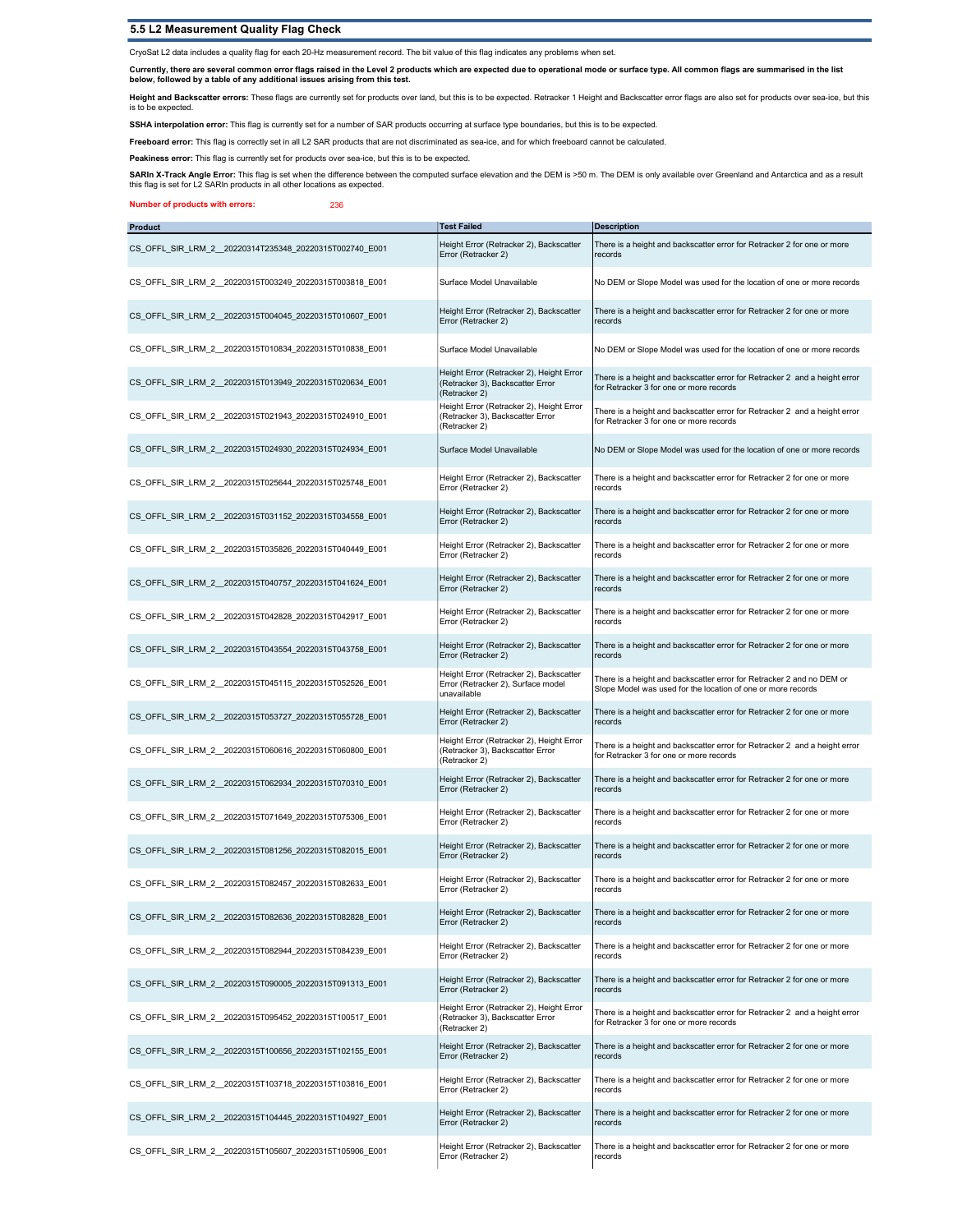## 5.5 L2 Measurement Quality Flag Check

CryoSat L2 data includes a quality flag for each 20-Hz measurement record. The bit value of this flag indicates any problems when set.

**Currently, there are several common error flags raised in the Level 2 products which are expected due to operational mode or surface type. All common flags are summarised in the list below, followed by a table of any additional issues arising from this test.**

**Height and Backscatter errors:** These flags are currently set for products over land, but this is to be expected. Retracker 1 Height and Backscatter error flags are also set for products over sea-ice, but this is to be expected.

**SSHA interpolation error:** This flag is currently set for a number of SAR products occurring at surface type boundaries, but this is to be expected.

**Freeboard error:** This flag is correctly set in all L2 SAR products that are not discriminated as sea-ice, and for which freeboard cannot be calculated.

**Peakiness error:** This flag is currently set for products over sea-ice, but this is to be expected.

**SARIn X-Track Angle Error:** This flag is set when the difference between the computed surface elevation and the DEM is >50 m. The DEM is only available over Greenland and Antarctica and as a result this flag is set for L2 SARIn products in all other locations as expected.

**Number of products with errors:** 236

| Product | Test Failed | Description |
|---|---|---|
| CS_OFFL_SIR_LRM_2__20220314T235348_20220315T002740_E001 | Height Error (Retracker 2), Backscatter Error (Retracker 2) | There is a height and backscatter error for Retracker 2 for one or more records |
| CS_OFFL_SIR_LRM_2__20220315T003249_20220315T003818_E001 | Surface Model Unavailable | No DEM or Slope Model was used for the location of one or more records |
| CS_OFFL_SIR_LRM_2__20220315T004045_20220315T010607_E001 | Height Error (Retracker 2), Backscatter Error (Retracker 2) | There is a height and backscatter error for Retracker 2 for one or more records |
| CS_OFFL_SIR_LRM_2__20220315T010834_20220315T010838_E001 | Surface Model Unavailable | No DEM or Slope Model was used for the location of one or more records |
| CS_OFFL_SIR_LRM_2__20220315T013949_20220315T020634_E001 | Height Error (Retracker 2), Height Error (Retracker 3), Backscatter Error (Retracker 2) | There is a height and backscatter error for Retracker 2 and a height error for Retracker 3 for one or more records |
| CS_OFFL_SIR_LRM_2__20220315T021943_20220315T024910_E001 | Height Error (Retracker 2), Height Error (Retracker 3), Backscatter Error (Retracker 2) | There is a height and backscatter error for Retracker 2 and a height error for Retracker 3 for one or more records |
| CS_OFFL_SIR_LRM_2__20220315T024930_20220315T024934_E001 | Surface Model Unavailable | No DEM or Slope Model was used for the location of one or more records |
| CS_OFFL_SIR_LRM_2__20220315T025644_20220315T025748_E001 | Height Error (Retracker 2), Backscatter Error (Retracker 2) | There is a height and backscatter error for Retracker 2 for one or more records |
| CS_OFFL_SIR_LRM_2__20220315T031152_20220315T034558_E001 | Height Error (Retracker 2), Backscatter Error (Retracker 2) | There is a height and backscatter error for Retracker 2 for one or more records |
| CS_OFFL_SIR_LRM_2__20220315T035826_20220315T040449_E001 | Height Error (Retracker 2), Backscatter Error (Retracker 2) | There is a height and backscatter error for Retracker 2 for one or more records |
| CS_OFFL_SIR_LRM_2__20220315T040757_20220315T041624_E001 | Height Error (Retracker 2), Backscatter Error (Retracker 2) | There is a height and backscatter error for Retracker 2 for one or more records |
| CS_OFFL_SIR_LRM_2__20220315T042828_20220315T042917_E001 | Height Error (Retracker 2), Backscatter Error (Retracker 2) | There is a height and backscatter error for Retracker 2 for one or more records |
| CS_OFFL_SIR_LRM_2__20220315T043554_20220315T043758_E001 | Height Error (Retracker 2), Backscatter Error (Retracker 2) | There is a height and backscatter error for Retracker 2 for one or more records |
| CS_OFFL_SIR_LRM_2__20220315T045115_20220315T052526_E001 | Height Error (Retracker 2), Backscatter Error (Retracker 2), Surface model unavailable | There is a height and backscatter error for Retracker 2 and no DEM or Slope Model was used for the location of one or more records |
| CS_OFFL_SIR_LRM_2__20220315T053727_20220315T055728_E001 | Height Error (Retracker 2), Backscatter Error (Retracker 2) | There is a height and backscatter error for Retracker 2 for one or more records |
| CS_OFFL_SIR_LRM_2__20220315T060616_20220315T060800_E001 | Height Error (Retracker 2), Height Error (Retracker 3), Backscatter Error (Retracker 2) | There is a height and backscatter error for Retracker 2 and a height error for Retracker 3 for one or more records |
| CS_OFFL_SIR_LRM_2__20220315T062934_20220315T070310_E001 | Height Error (Retracker 2), Backscatter Error (Retracker 2) | There is a height and backscatter error for Retracker 2 for one or more records |
| CS_OFFL_SIR_LRM_2__20220315T071649_20220315T075306_E001 | Height Error (Retracker 2), Backscatter Error (Retracker 2) | There is a height and backscatter error for Retracker 2 for one or more records |
| CS_OFFL_SIR_LRM_2__20220315T081256_20220315T082015_E001 | Height Error (Retracker 2), Backscatter Error (Retracker 2) | There is a height and backscatter error for Retracker 2 for one or more records |
| CS_OFFL_SIR_LRM_2__20220315T082457_20220315T082633_E001 | Height Error (Retracker 2), Backscatter Error (Retracker 2) | There is a height and backscatter error for Retracker 2 for one or more records |
| CS_OFFL_SIR_LRM_2__20220315T082636_20220315T082828_E001 | Height Error (Retracker 2), Backscatter Error (Retracker 2) | There is a height and backscatter error for Retracker 2 for one or more records |
| CS_OFFL_SIR_LRM_2__20220315T082944_20220315T084239_E001 | Height Error (Retracker 2), Backscatter Error (Retracker 2) | There is a height and backscatter error for Retracker 2 for one or more records |
| CS_OFFL_SIR_LRM_2__20220315T090005_20220315T091313_E001 | Height Error (Retracker 2), Backscatter Error (Retracker 2) | There is a height and backscatter error for Retracker 2 for one or more records |
| CS_OFFL_SIR_LRM_2__20220315T095452_20220315T100517_E001 | Height Error (Retracker 2), Height Error (Retracker 3), Backscatter Error (Retracker 2) | There is a height and backscatter error for Retracker 2 and a height error for Retracker 3 for one or more records |
| CS_OFFL_SIR_LRM_2__20220315T100656_20220315T102155_E001 | Height Error (Retracker 2), Backscatter Error (Retracker 2) | There is a height and backscatter error for Retracker 2 for one or more records |
| CS_OFFL_SIR_LRM_2__20220315T103718_20220315T103816_E001 | Height Error (Retracker 2), Backscatter Error (Retracker 2) | There is a height and backscatter error for Retracker 2 for one or more records |
| CS_OFFL_SIR_LRM_2__20220315T104445_20220315T104927_E001 | Height Error (Retracker 2), Backscatter Error (Retracker 2) | There is a height and backscatter error for Retracker 2 for one or more records |
| CS_OFFL_SIR_LRM_2__20220315T105607_20220315T105906_E001 | Height Error (Retracker 2), Backscatter Error (Retracker 2) | There is a height and backscatter error for Retracker 2 for one or more records |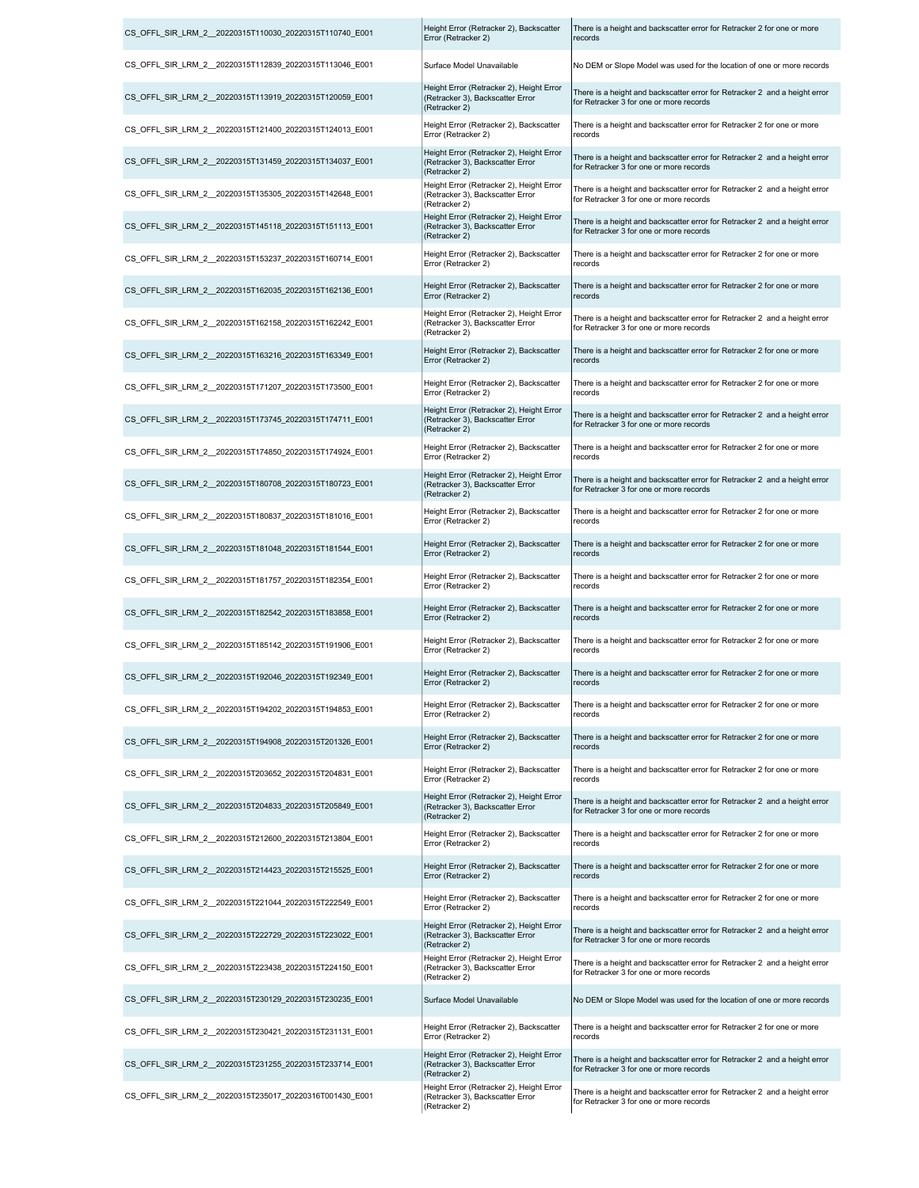| | | |
|---|---|---|
| CS_OFFL_SIR_LRM_2__20220315T110030_20220315T110740_E001 | Height Error (Retracker 2), Backscatter Error (Retracker 2) | There is a height and backscatter error for Retracker 2 for one or more records |
| CS_OFFL_SIR_LRM_2__20220315T112839_20220315T113046_E001 | Surface Model Unavailable | No DEM or Slope Model was used for the location of one or more records |
| CS_OFFL_SIR_LRM_2__20220315T113919_20220315T120059_E001 | Height Error (Retracker 2), Height Error (Retracker 3), Backscatter Error (Retracker 2) | There is a height and backscatter error for Retracker 2 and a height error for Retracker 3 for one or more records |
| CS_OFFL_SIR_LRM_2__20220315T121400_20220315T124013_E001 | Height Error (Retracker 2), Backscatter Error (Retracker 2) | There is a height and backscatter error for Retracker 2 for one or more records |
| CS_OFFL_SIR_LRM_2__20220315T131459_20220315T134037_E001 | Height Error (Retracker 2), Height Error (Retracker 3), Backscatter Error (Retracker 2) | There is a height and backscatter error for Retracker 2 and a height error for Retracker 3 for one or more records |
| CS_OFFL_SIR_LRM_2__20220315T135305_20220315T142648_E001 | Height Error (Retracker 2), Height Error (Retracker 3), Backscatter Error (Retracker 2) | There is a height and backscatter error for Retracker 2 and a height error for Retracker 3 for one or more records |
| CS_OFFL_SIR_LRM_2__20220315T145118_20220315T151113_E001 | Height Error (Retracker 2), Height Error (Retracker 3), Backscatter Error (Retracker 2) | There is a height and backscatter error for Retracker 2 and a height error for Retracker 3 for one or more records |
| CS_OFFL_SIR_LRM_2__20220315T153237_20220315T160714_E001 | Height Error (Retracker 2), Backscatter Error (Retracker 2) | There is a height and backscatter error for Retracker 2 for one or more records |
| CS_OFFL_SIR_LRM_2__20220315T162035_20220315T162136_E001 | Height Error (Retracker 2), Backscatter Error (Retracker 2) | There is a height and backscatter error for Retracker 2 for one or more records |
| CS_OFFL_SIR_LRM_2__20220315T162158_20220315T162242_E001 | Height Error (Retracker 2), Height Error (Retracker 3), Backscatter Error (Retracker 2) | There is a height and backscatter error for Retracker 2 and a height error for Retracker 3 for one or more records |
| CS_OFFL_SIR_LRM_2__20220315T163216_20220315T163349_E001 | Height Error (Retracker 2), Backscatter Error (Retracker 2) | There is a height and backscatter error for Retracker 2 for one or more records |
| CS_OFFL_SIR_LRM_2__20220315T171207_20220315T173500_E001 | Height Error (Retracker 2), Backscatter Error (Retracker 2) | There is a height and backscatter error for Retracker 2 for one or more records |
| CS_OFFL_SIR_LRM_2__20220315T173745_20220315T174711_E001 | Height Error (Retracker 2), Height Error (Retracker 3), Backscatter Error (Retracker 2) | There is a height and backscatter error for Retracker 2 and a height error for Retracker 3 for one or more records |
| CS_OFFL_SIR_LRM_2__20220315T174850_20220315T174924_E001 | Height Error (Retracker 2), Backscatter Error (Retracker 2) | There is a height and backscatter error for Retracker 2 for one or more records |
| CS_OFFL_SIR_LRM_2__20220315T180708_20220315T180723_E001 | Height Error (Retracker 2), Height Error (Retracker 3), Backscatter Error (Retracker 2) | There is a height and backscatter error for Retracker 2 and a height error for Retracker 3 for one or more records |
| CS_OFFL_SIR_LRM_2__20220315T180837_20220315T181016_E001 | Height Error (Retracker 2), Backscatter Error (Retracker 2) | There is a height and backscatter error for Retracker 2 for one or more records |
| CS_OFFL_SIR_LRM_2__20220315T181048_20220315T181544_E001 | Height Error (Retracker 2), Backscatter Error (Retracker 2) | There is a height and backscatter error for Retracker 2 for one or more records |
| CS_OFFL_SIR_LRM_2__20220315T181757_20220315T182354_E001 | Height Error (Retracker 2), Backscatter Error (Retracker 2) | There is a height and backscatter error for Retracker 2 for one or more records |
| CS_OFFL_SIR_LRM_2__20220315T182542_20220315T183858_E001 | Height Error (Retracker 2), Backscatter Error (Retracker 2) | There is a height and backscatter error for Retracker 2 for one or more records |
| CS_OFFL_SIR_LRM_2__20220315T185142_20220315T191906_E001 | Height Error (Retracker 2), Backscatter Error (Retracker 2) | There is a height and backscatter error for Retracker 2 for one or more records |
| CS_OFFL_SIR_LRM_2__20220315T192046_20220315T192349_E001 | Height Error (Retracker 2), Backscatter Error (Retracker 2) | There is a height and backscatter error for Retracker 2 for one or more records |
| CS_OFFL_SIR_LRM_2__20220315T194202_20220315T194853_E001 | Height Error (Retracker 2), Backscatter Error (Retracker 2) | There is a height and backscatter error for Retracker 2 for one or more records |
| CS_OFFL_SIR_LRM_2__20220315T194908_20220315T201326_E001 | Height Error (Retracker 2), Backscatter Error (Retracker 2) | There is a height and backscatter error for Retracker 2 for one or more records |
| CS_OFFL_SIR_LRM_2__20220315T203652_20220315T204831_E001 | Height Error (Retracker 2), Backscatter Error (Retracker 2) | There is a height and backscatter error for Retracker 2 for one or more records |
| CS_OFFL_SIR_LRM_2__20220315T204833_20220315T205849_E001 | Height Error (Retracker 2), Height Error (Retracker 3), Backscatter Error (Retracker 2) | There is a height and backscatter error for Retracker 2 and a height error for Retracker 3 for one or more records |
| CS_OFFL_SIR_LRM_2__20220315T212600_20220315T213804_E001 | Height Error (Retracker 2), Backscatter Error (Retracker 2) | There is a height and backscatter error for Retracker 2 for one or more records |
| CS_OFFL_SIR_LRM_2__20220315T214423_20220315T215525_E001 | Height Error (Retracker 2), Backscatter Error (Retracker 2) | There is a height and backscatter error for Retracker 2 for one or more records |
| CS_OFFL_SIR_LRM_2__20220315T221044_20220315T222549_E001 | Height Error (Retracker 2), Backscatter Error (Retracker 2) | There is a height and backscatter error for Retracker 2 for one or more records |
| CS_OFFL_SIR_LRM_2__20220315T222729_20220315T223022_E001 | Height Error (Retracker 2), Height Error (Retracker 3), Backscatter Error (Retracker 2) | There is a height and backscatter error for Retracker 2 and a height error for Retracker 3 for one or more records |
| CS_OFFL_SIR_LRM_2__20220315T223438_20220315T224150_E001 | Height Error (Retracker 2), Height Error (Retracker 3), Backscatter Error (Retracker 2) | There is a height and backscatter error for Retracker 2 and a height error for Retracker 3 for one or more records |
| CS_OFFL_SIR_LRM_2__20220315T230129_20220315T230235_E001 | Surface Model Unavailable | No DEM or Slope Model was used for the location of one or more records |
| CS_OFFL_SIR_LRM_2__20220315T230421_20220315T231131_E001 | Height Error (Retracker 2), Backscatter Error (Retracker 2) | There is a height and backscatter error for Retracker 2 for one or more records |
| CS_OFFL_SIR_LRM_2__20220315T231255_20220315T233714_E001 | Height Error (Retracker 2), Height Error (Retracker 3), Backscatter Error (Retracker 2) | There is a height and backscatter error for Retracker 2 and a height error for Retracker 3 for one or more records |
| CS_OFFL_SIR_LRM_2__20220315T235017_20220316T001430_E001 | Height Error (Retracker 2), Height Error (Retracker 3), Backscatter Error (Retracker 2) | There is a height and backscatter error for Retracker 2 and a height error for Retracker 3 for one or more records |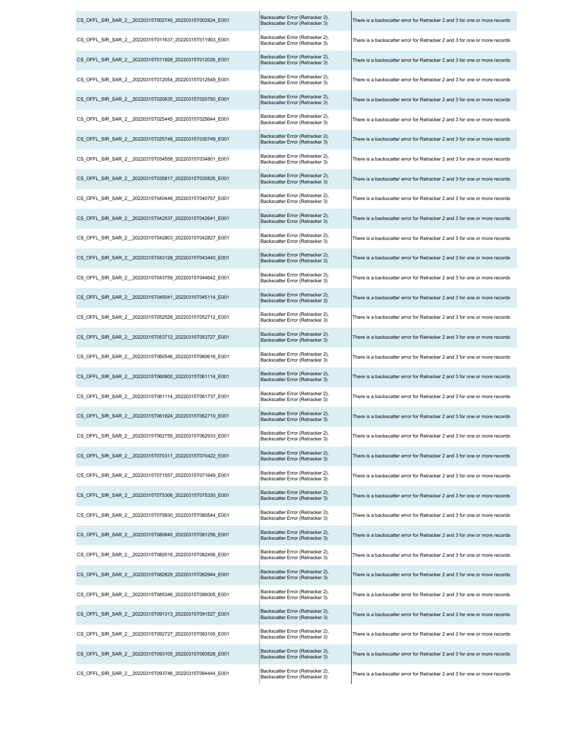| | | |
|---|---|---|
| CS_OFFL_SIR_SAR_2__20220315T002740_20220315T002824_E001 | Backscatter Error (Retracker 2), Backscatter Error (Retracker 3) | There is a backscatter error for Retracker 2 and 3 for one or more records |
| CS_OFFL_SIR_SAR_2__20220315T011637_20220315T011903_E001 | Backscatter Error (Retracker 2), Backscatter Error (Retracker 3) | There is a backscatter error for Retracker 2 and 3 for one or more records |
| CS_OFFL_SIR_SAR_2__20220315T011928_20220315T012026_E001 | Backscatter Error (Retracker 2), Backscatter Error (Retracker 3) | There is a backscatter error for Retracker 2 and 3 for one or more records |
| CS_OFFL_SIR_SAR_2__20220315T012054_20220315T012549_E001 | Backscatter Error (Retracker 2), Backscatter Error (Retracker 3) | There is a backscatter error for Retracker 2 and 3 for one or more records |
| CS_OFFL_SIR_SAR_2__20220315T020635_20220315T020750_E001 | Backscatter Error (Retracker 2), Backscatter Error (Retracker 3) | There is a backscatter error for Retracker 2 and 3 for one or more records |
| CS_OFFL_SIR_SAR_2__20220315T025445_20220315T025644_E001 | Backscatter Error (Retracker 2), Backscatter Error (Retracker 3) | There is a backscatter error for Retracker 2 and 3 for one or more records |
| CS_OFFL_SIR_SAR_2__20220315T025748_20220315T030749_E001 | Backscatter Error (Retracker 2), Backscatter Error (Retracker 3) | There is a backscatter error for Retracker 2 and 3 for one or more records |
| CS_OFFL_SIR_SAR_2__20220315T034558_20220315T034801_E001 | Backscatter Error (Retracker 2), Backscatter Error (Retracker 3) | There is a backscatter error for Retracker 2 and 3 for one or more records |
| CS_OFFL_SIR_SAR_2__20220315T035817_20220315T035826_E001 | Backscatter Error (Retracker 2), Backscatter Error (Retracker 3) | There is a backscatter error for Retracker 2 and 3 for one or more records |
| CS_OFFL_SIR_SAR_2__20220315T040449_20220315T040757_E001 | Backscatter Error (Retracker 2), Backscatter Error (Retracker 3) | There is a backscatter error for Retracker 2 and 3 for one or more records |
| CS_OFFL_SIR_SAR_2__20220315T042537_20220315T042641_E001 | Backscatter Error (Retracker 2), Backscatter Error (Retracker 3) | There is a backscatter error for Retracker 2 and 3 for one or more records |
| CS_OFFL_SIR_SAR_2__20220315T042803_20220315T042827_E001 | Backscatter Error (Retracker 2), Backscatter Error (Retracker 3) | There is a backscatter error for Retracker 2 and 3 for one or more records |
| CS_OFFL_SIR_SAR_2__20220315T043128_20220315T043440_E001 | Backscatter Error (Retracker 2), Backscatter Error (Retracker 3) | There is a backscatter error for Retracker 2 and 3 for one or more records |
| CS_OFFL_SIR_SAR_2__20220315T043759_20220315T044642_E001 | Backscatter Error (Retracker 2), Backscatter Error (Retracker 3) | There is a backscatter error for Retracker 2 and 3 for one or more records |
| CS_OFFL_SIR_SAR_2__20220315T045041_20220315T045114_E001 | Backscatter Error (Retracker 2), Backscatter Error (Retracker 3) | There is a backscatter error for Retracker 2 and 3 for one or more records |
| CS_OFFL_SIR_SAR_2__20220315T052526_20220315T052712_E001 | Backscatter Error (Retracker 2), Backscatter Error (Retracker 3) | There is a backscatter error for Retracker 2 and 3 for one or more records |
| CS_OFFL_SIR_SAR_2__20220315T053712_20220315T053727_E001 | Backscatter Error (Retracker 2), Backscatter Error (Retracker 3) | There is a backscatter error for Retracker 2 and 3 for one or more records |
| CS_OFFL_SIR_SAR_2__20220315T060546_20220315T060616_E001 | Backscatter Error (Retracker 2), Backscatter Error (Retracker 3) | There is a backscatter error for Retracker 2 and 3 for one or more records |
| CS_OFFL_SIR_SAR_2__20220315T060800_20220315T061114_E001 | Backscatter Error (Retracker 2), Backscatter Error (Retracker 3) | There is a backscatter error for Retracker 2 and 3 for one or more records |
| CS_OFFL_SIR_SAR_2__20220315T061114_20220315T061737_E001 | Backscatter Error (Retracker 2), Backscatter Error (Retracker 3) | There is a backscatter error for Retracker 2 and 3 for one or more records |
| CS_OFFL_SIR_SAR_2__20220315T061924_20220315T062710_E001 | Backscatter Error (Retracker 2), Backscatter Error (Retracker 3) | There is a backscatter error for Retracker 2 and 3 for one or more records |
| CS_OFFL_SIR_SAR_2__20220315T062755_20220315T062933_E001 | Backscatter Error (Retracker 2), Backscatter Error (Retracker 3) | There is a backscatter error for Retracker 2 and 3 for one or more records |
| CS_OFFL_SIR_SAR_2__20220315T070311_20220315T070422_E001 | Backscatter Error (Retracker 2), Backscatter Error (Retracker 3) | There is a backscatter error for Retracker 2 and 3 for one or more records |
| CS_OFFL_SIR_SAR_2__20220315T071557_20220315T071649_E001 | Backscatter Error (Retracker 2), Backscatter Error (Retracker 3) | There is a backscatter error for Retracker 2 and 3 for one or more records |
| CS_OFFL_SIR_SAR_2__20220315T075306_20220315T075330_E001 | Backscatter Error (Retracker 2), Backscatter Error (Retracker 3) | There is a backscatter error for Retracker 2 and 3 for one or more records |
| CS_OFFL_SIR_SAR_2__20220315T075830_20220315T080544_E001 | Backscatter Error (Retracker 2), Backscatter Error (Retracker 3) | There is a backscatter error for Retracker 2 and 3 for one or more records |
| CS_OFFL_SIR_SAR_2__20220315T080840_20220315T081256_E001 | Backscatter Error (Retracker 2), Backscatter Error (Retracker 3) | There is a backscatter error for Retracker 2 and 3 for one or more records |
| CS_OFFL_SIR_SAR_2__20220315T082016_20220315T082456_E001 | Backscatter Error (Retracker 2), Backscatter Error (Retracker 3) | There is a backscatter error for Retracker 2 and 3 for one or more records |
| CS_OFFL_SIR_SAR_2__20220315T082829_20220315T082944_E001 | Backscatter Error (Retracker 2), Backscatter Error (Retracker 3) | There is a backscatter error for Retracker 2 and 3 for one or more records |
| CS_OFFL_SIR_SAR_2__20220315T085346_20220315T090005_E001 | Backscatter Error (Retracker 2), Backscatter Error (Retracker 3) | There is a backscatter error for Retracker 2 and 3 for one or more records |
| CS_OFFL_SIR_SAR_2__20220315T091313_20220315T091527_E001 | Backscatter Error (Retracker 2), Backscatter Error (Retracker 3) | There is a backscatter error for Retracker 2 and 3 for one or more records |
| CS_OFFL_SIR_SAR_2__20220315T092727_20220315T093105_E001 | Backscatter Error (Retracker 2), Backscatter Error (Retracker 3) | There is a backscatter error for Retracker 2 and 3 for one or more records |
| CS_OFFL_SIR_SAR_2__20220315T093105_20220315T093528_E001 | Backscatter Error (Retracker 2), Backscatter Error (Retracker 3) | There is a backscatter error for Retracker 2 and 3 for one or more records |
| CS_OFFL_SIR_SAR_2__20220315T093746_20220315T094444_E001 | Backscatter Error (Retracker 2), Backscatter Error (Retracker 3) | There is a backscatter error for Retracker 2 and 3 for one or more records |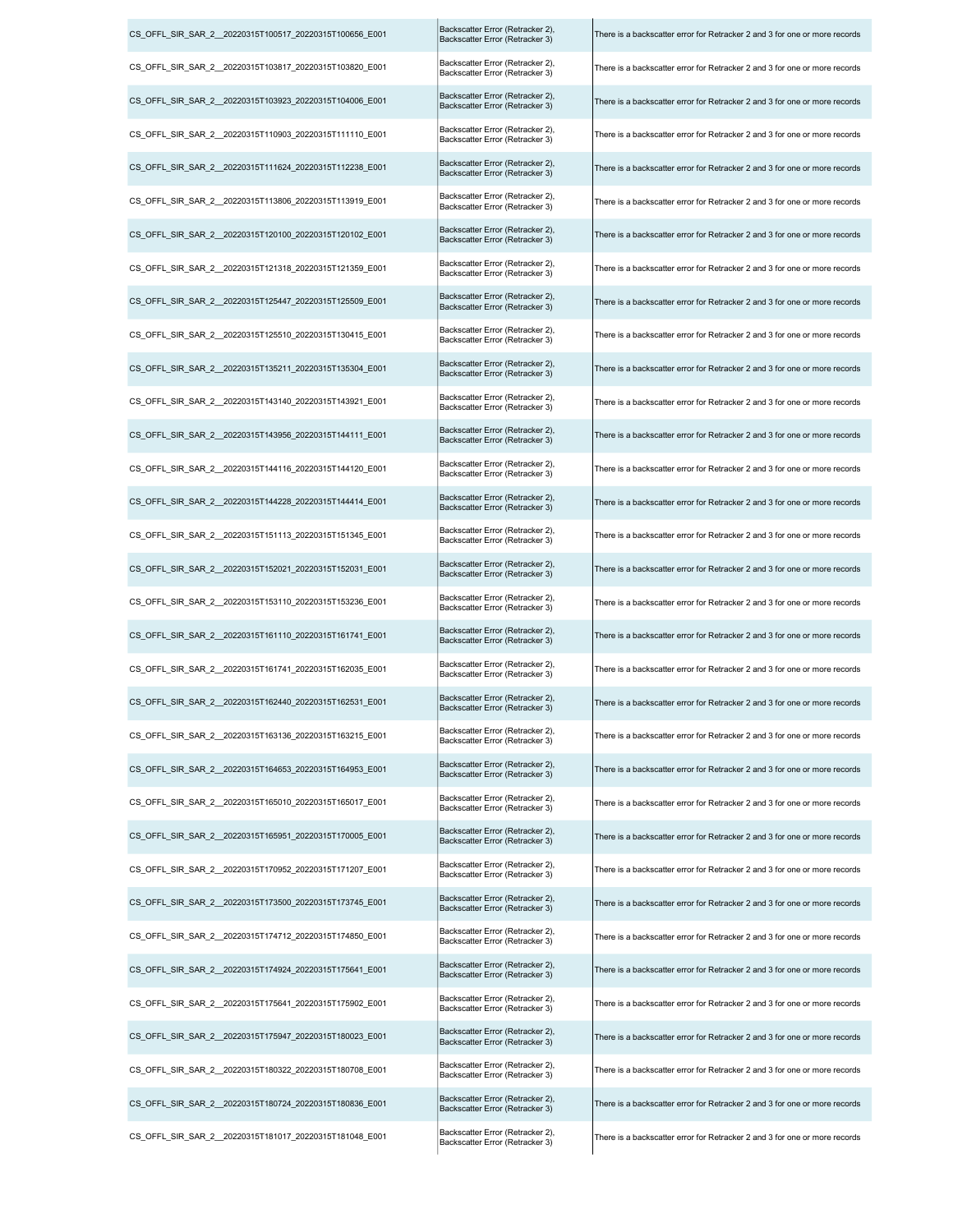| | | |
|---|---|---|
| CS_OFFL_SIR_SAR_2__20220315T100517_20220315T100656_E001 | Backscatter Error (Retracker 2), Backscatter Error (Retracker 3) | There is a backscatter error for Retracker 2 and 3 for one or more records |
| CS_OFFL_SIR_SAR_2__20220315T103817_20220315T103820_E001 | Backscatter Error (Retracker 2), Backscatter Error (Retracker 3) | There is a backscatter error for Retracker 2 and 3 for one or more records |
| CS_OFFL_SIR_SAR_2__20220315T103923_20220315T104006_E001 | Backscatter Error (Retracker 2), Backscatter Error (Retracker 3) | There is a backscatter error for Retracker 2 and 3 for one or more records |
| CS_OFFL_SIR_SAR_2__20220315T110903_20220315T111110_E001 | Backscatter Error (Retracker 2), Backscatter Error (Retracker 3) | There is a backscatter error for Retracker 2 and 3 for one or more records |
| CS_OFFL_SIR_SAR_2__20220315T111624_20220315T112238_E001 | Backscatter Error (Retracker 2), Backscatter Error (Retracker 3) | There is a backscatter error for Retracker 2 and 3 for one or more records |
| CS_OFFL_SIR_SAR_2__20220315T113806_20220315T113919_E001 | Backscatter Error (Retracker 2), Backscatter Error (Retracker 3) | There is a backscatter error for Retracker 2 and 3 for one or more records |
| CS_OFFL_SIR_SAR_2__20220315T120100_20220315T120102_E001 | Backscatter Error (Retracker 2), Backscatter Error (Retracker 3) | There is a backscatter error for Retracker 2 and 3 for one or more records |
| CS_OFFL_SIR_SAR_2__20220315T121318_20220315T121359_E001 | Backscatter Error (Retracker 2), Backscatter Error (Retracker 3) | There is a backscatter error for Retracker 2 and 3 for one or more records |
| CS_OFFL_SIR_SAR_2__20220315T125447_20220315T125509_E001 | Backscatter Error (Retracker 2), Backscatter Error (Retracker 3) | There is a backscatter error for Retracker 2 and 3 for one or more records |
| CS_OFFL_SIR_SAR_2__20220315T125510_20220315T130415_E001 | Backscatter Error (Retracker 2), Backscatter Error (Retracker 3) | There is a backscatter error for Retracker 2 and 3 for one or more records |
| CS_OFFL_SIR_SAR_2__20220315T135211_20220315T135304_E001 | Backscatter Error (Retracker 2), Backscatter Error (Retracker 3) | There is a backscatter error for Retracker 2 and 3 for one or more records |
| CS_OFFL_SIR_SAR_2__20220315T143140_20220315T143921_E001 | Backscatter Error (Retracker 2), Backscatter Error (Retracker 3) | There is a backscatter error for Retracker 2 and 3 for one or more records |
| CS_OFFL_SIR_SAR_2__20220315T143956_20220315T144111_E001 | Backscatter Error (Retracker 2), Backscatter Error (Retracker 3) | There is a backscatter error for Retracker 2 and 3 for one or more records |
| CS_OFFL_SIR_SAR_2__20220315T144116_20220315T144120_E001 | Backscatter Error (Retracker 2), Backscatter Error (Retracker 3) | There is a backscatter error for Retracker 2 and 3 for one or more records |
| CS_OFFL_SIR_SAR_2__20220315T144228_20220315T144414_E001 | Backscatter Error (Retracker 2), Backscatter Error (Retracker 3) | There is a backscatter error for Retracker 2 and 3 for one or more records |
| CS_OFFL_SIR_SAR_2__20220315T151113_20220315T151345_E001 | Backscatter Error (Retracker 2), Backscatter Error (Retracker 3) | There is a backscatter error for Retracker 2 and 3 for one or more records |
| CS_OFFL_SIR_SAR_2__20220315T152021_20220315T152031_E001 | Backscatter Error (Retracker 2), Backscatter Error (Retracker 3) | There is a backscatter error for Retracker 2 and 3 for one or more records |
| CS_OFFL_SIR_SAR_2__20220315T153110_20220315T153236_E001 | Backscatter Error (Retracker 2), Backscatter Error (Retracker 3) | There is a backscatter error for Retracker 2 and 3 for one or more records |
| CS_OFFL_SIR_SAR_2__20220315T161110_20220315T161741_E001 | Backscatter Error (Retracker 2), Backscatter Error (Retracker 3) | There is a backscatter error for Retracker 2 and 3 for one or more records |
| CS_OFFL_SIR_SAR_2__20220315T161741_20220315T162035_E001 | Backscatter Error (Retracker 2), Backscatter Error (Retracker 3) | There is a backscatter error for Retracker 2 and 3 for one or more records |
| CS_OFFL_SIR_SAR_2__20220315T162440_20220315T162531_E001 | Backscatter Error (Retracker 2), Backscatter Error (Retracker 3) | There is a backscatter error for Retracker 2 and 3 for one or more records |
| CS_OFFL_SIR_SAR_2__20220315T163136_20220315T163215_E001 | Backscatter Error (Retracker 2), Backscatter Error (Retracker 3) | There is a backscatter error for Retracker 2 and 3 for one or more records |
| CS_OFFL_SIR_SAR_2__20220315T164653_20220315T164953_E001 | Backscatter Error (Retracker 2), Backscatter Error (Retracker 3) | There is a backscatter error for Retracker 2 and 3 for one or more records |
| CS_OFFL_SIR_SAR_2__20220315T165010_20220315T165017_E001 | Backscatter Error (Retracker 2), Backscatter Error (Retracker 3) | There is a backscatter error for Retracker 2 and 3 for one or more records |
| CS_OFFL_SIR_SAR_2__20220315T165951_20220315T170005_E001 | Backscatter Error (Retracker 2), Backscatter Error (Retracker 3) | There is a backscatter error for Retracker 2 and 3 for one or more records |
| CS_OFFL_SIR_SAR_2__20220315T170952_20220315T171207_E001 | Backscatter Error (Retracker 2), Backscatter Error (Retracker 3) | There is a backscatter error for Retracker 2 and 3 for one or more records |
| CS_OFFL_SIR_SAR_2__20220315T173500_20220315T173745_E001 | Backscatter Error (Retracker 2), Backscatter Error (Retracker 3) | There is a backscatter error for Retracker 2 and 3 for one or more records |
| CS_OFFL_SIR_SAR_2__20220315T174712_20220315T174850_E001 | Backscatter Error (Retracker 2), Backscatter Error (Retracker 3) | There is a backscatter error for Retracker 2 and 3 for one or more records |
| CS_OFFL_SIR_SAR_2__20220315T174924_20220315T175641_E001 | Backscatter Error (Retracker 2), Backscatter Error (Retracker 3) | There is a backscatter error for Retracker 2 and 3 for one or more records |
| CS_OFFL_SIR_SAR_2__20220315T175641_20220315T175902_E001 | Backscatter Error (Retracker 2), Backscatter Error (Retracker 3) | There is a backscatter error for Retracker 2 and 3 for one or more records |
| CS_OFFL_SIR_SAR_2__20220315T175947_20220315T180023_E001 | Backscatter Error (Retracker 2), Backscatter Error (Retracker 3) | There is a backscatter error for Retracker 2 and 3 for one or more records |
| CS_OFFL_SIR_SAR_2__20220315T180322_20220315T180708_E001 | Backscatter Error (Retracker 2), Backscatter Error (Retracker 3) | There is a backscatter error for Retracker 2 and 3 for one or more records |
| CS_OFFL_SIR_SAR_2__20220315T180724_20220315T180836_E001 | Backscatter Error (Retracker 2), Backscatter Error (Retracker 3) | There is a backscatter error for Retracker 2 and 3 for one or more records |
| CS_OFFL_SIR_SAR_2__20220315T181017_20220315T181048_E001 | Backscatter Error (Retracker 2), Backscatter Error (Retracker 3) | There is a backscatter error for Retracker 2 and 3 for one or more records |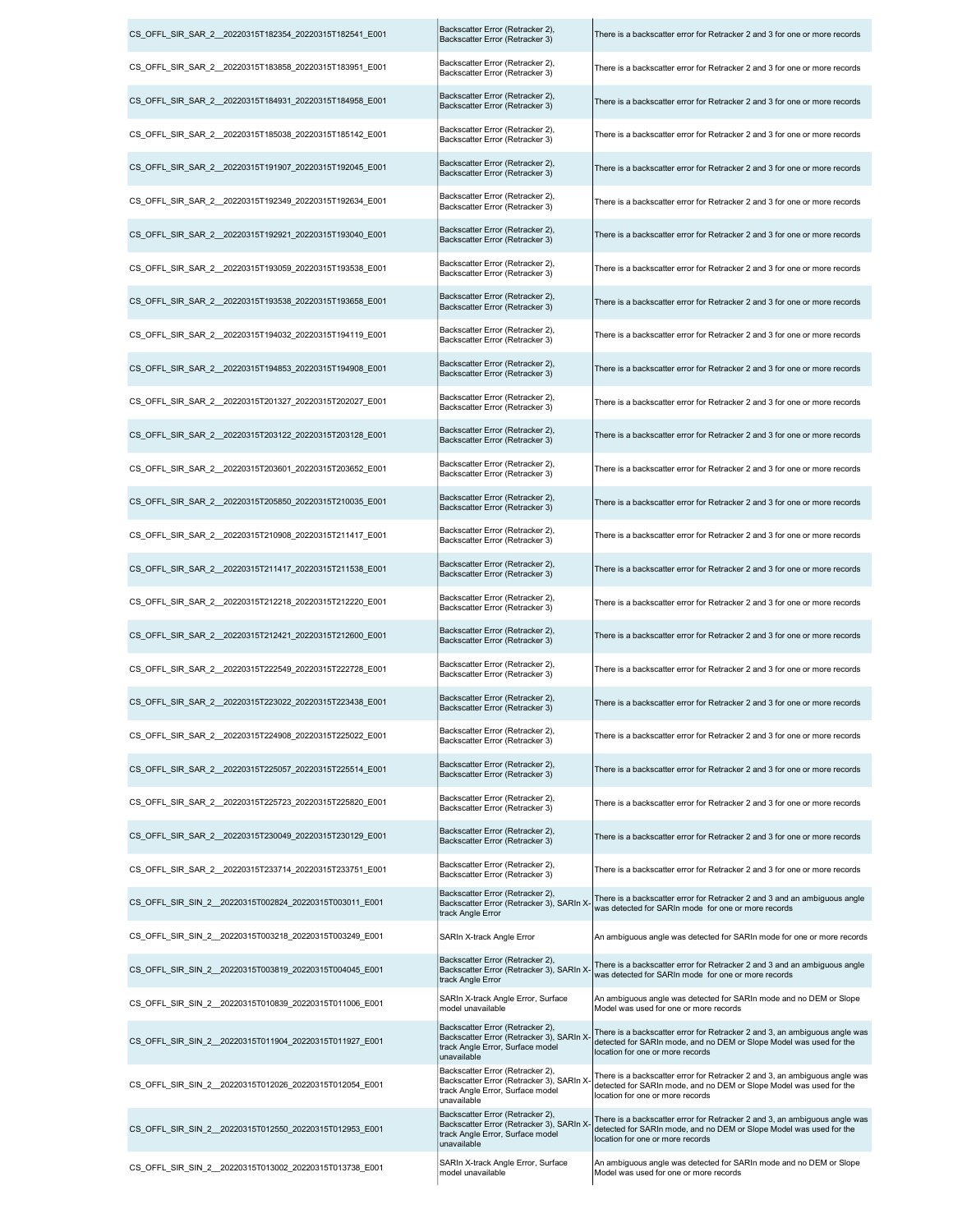| | | |
|---|---|---|
| CS_OFFL_SIR_SAR_2__20220315T182354_20220315T182541_E001 | Backscatter Error (Retracker 2), Backscatter Error (Retracker 3) | There is a backscatter error for Retracker 2 and 3 for one or more records |
| CS_OFFL_SIR_SAR_2__20220315T183858_20220315T183951_E001 | Backscatter Error (Retracker 2), Backscatter Error (Retracker 3) | There is a backscatter error for Retracker 2 and 3 for one or more records |
| CS_OFFL_SIR_SAR_2__20220315T184931_20220315T184958_E001 | Backscatter Error (Retracker 2), Backscatter Error (Retracker 3) | There is a backscatter error for Retracker 2 and 3 for one or more records |
| CS_OFFL_SIR_SAR_2__20220315T185038_20220315T185142_E001 | Backscatter Error (Retracker 2), Backscatter Error (Retracker 3) | There is a backscatter error for Retracker 2 and 3 for one or more records |
| CS_OFFL_SIR_SAR_2__20220315T191907_20220315T192045_E001 | Backscatter Error (Retracker 2), Backscatter Error (Retracker 3) | There is a backscatter error for Retracker 2 and 3 for one or more records |
| CS_OFFL_SIR_SAR_2__20220315T192349_20220315T192634_E001 | Backscatter Error (Retracker 2), Backscatter Error (Retracker 3) | There is a backscatter error for Retracker 2 and 3 for one or more records |
| CS_OFFL_SIR_SAR_2__20220315T192921_20220315T193040_E001 | Backscatter Error (Retracker 2), Backscatter Error (Retracker 3) | There is a backscatter error for Retracker 2 and 3 for one or more records |
| CS_OFFL_SIR_SAR_2__20220315T193059_20220315T193538_E001 | Backscatter Error (Retracker 2), Backscatter Error (Retracker 3) | There is a backscatter error for Retracker 2 and 3 for one or more records |
| CS_OFFL_SIR_SAR_2__20220315T193538_20220315T193658_E001 | Backscatter Error (Retracker 2), Backscatter Error (Retracker 3) | There is a backscatter error for Retracker 2 and 3 for one or more records |
| CS_OFFL_SIR_SAR_2__20220315T194032_20220315T194119_E001 | Backscatter Error (Retracker 2), Backscatter Error (Retracker 3) | There is a backscatter error for Retracker 2 and 3 for one or more records |
| CS_OFFL_SIR_SAR_2__20220315T194853_20220315T194908_E001 | Backscatter Error (Retracker 2), Backscatter Error (Retracker 3) | There is a backscatter error for Retracker 2 and 3 for one or more records |
| CS_OFFL_SIR_SAR_2__20220315T201327_20220315T202027_E001 | Backscatter Error (Retracker 2), Backscatter Error (Retracker 3) | There is a backscatter error for Retracker 2 and 3 for one or more records |
| CS_OFFL_SIR_SAR_2__20220315T203122_20220315T203128_E001 | Backscatter Error (Retracker 2), Backscatter Error (Retracker 3) | There is a backscatter error for Retracker 2 and 3 for one or more records |
| CS_OFFL_SIR_SAR_2__20220315T203601_20220315T203652_E001 | Backscatter Error (Retracker 2), Backscatter Error (Retracker 3) | There is a backscatter error for Retracker 2 and 3 for one or more records |
| CS_OFFL_SIR_SAR_2__20220315T205850_20220315T210035_E001 | Backscatter Error (Retracker 2), Backscatter Error (Retracker 3) | There is a backscatter error for Retracker 2 and 3 for one or more records |
| CS_OFFL_SIR_SAR_2__20220315T210908_20220315T211417_E001 | Backscatter Error (Retracker 2), Backscatter Error (Retracker 3) | There is a backscatter error for Retracker 2 and 3 for one or more records |
| CS_OFFL_SIR_SAR_2__20220315T211417_20220315T211538_E001 | Backscatter Error (Retracker 2), Backscatter Error (Retracker 3) | There is a backscatter error for Retracker 2 and 3 for one or more records |
| CS_OFFL_SIR_SAR_2__20220315T212218_20220315T212220_E001 | Backscatter Error (Retracker 2), Backscatter Error (Retracker 3) | There is a backscatter error for Retracker 2 and 3 for one or more records |
| CS_OFFL_SIR_SAR_2__20220315T212421_20220315T212600_E001 | Backscatter Error (Retracker 2), Backscatter Error (Retracker 3) | There is a backscatter error for Retracker 2 and 3 for one or more records |
| CS_OFFL_SIR_SAR_2__20220315T222549_20220315T222728_E001 | Backscatter Error (Retracker 2), Backscatter Error (Retracker 3) | There is a backscatter error for Retracker 2 and 3 for one or more records |
| CS_OFFL_SIR_SAR_2__20220315T223022_20220315T223438_E001 | Backscatter Error (Retracker 2), Backscatter Error (Retracker 3) | There is a backscatter error for Retracker 2 and 3 for one or more records |
| CS_OFFL_SIR_SAR_2__20220315T224908_20220315T225022_E001 | Backscatter Error (Retracker 2), Backscatter Error (Retracker 3) | There is a backscatter error for Retracker 2 and 3 for one or more records |
| CS_OFFL_SIR_SAR_2__20220315T225057_20220315T225514_E001 | Backscatter Error (Retracker 2), Backscatter Error (Retracker 3) | There is a backscatter error for Retracker 2 and 3 for one or more records |
| CS_OFFL_SIR_SAR_2__20220315T225723_20220315T225820_E001 | Backscatter Error (Retracker 2), Backscatter Error (Retracker 3) | There is a backscatter error for Retracker 2 and 3 for one or more records |
| CS_OFFL_SIR_SAR_2__20220315T230049_20220315T230129_E001 | Backscatter Error (Retracker 2), Backscatter Error (Retracker 3) | There is a backscatter error for Retracker 2 and 3 for one or more records |
| CS_OFFL_SIR_SAR_2__20220315T233714_20220315T233751_E001 | Backscatter Error (Retracker 2), Backscatter Error (Retracker 3) | There is a backscatter error for Retracker 2 and 3 for one or more records |
| CS_OFFL_SIR_SIN_2__20220315T002824_20220315T003011_E001 | Backscatter Error (Retracker 2), Backscatter Error (Retracker 3), SARIn X-track Angle Error | There is a backscatter error for Retracker 2 and 3 and an ambiguous angle was detected for SARIn mode for one or more records |
| CS_OFFL_SIR_SIN_2__20220315T003218_20220315T003249_E001 | SARIn X-track Angle Error | An ambiguous angle was detected for SARIn mode for one or more records |
| CS_OFFL_SIR_SIN_2__20220315T003819_20220315T004045_E001 | Backscatter Error (Retracker 2), Backscatter Error (Retracker 3), SARIn X-track Angle Error | There is a backscatter error for Retracker 2 and 3 and an ambiguous angle was detected for SARIn mode for one or more records |
| CS_OFFL_SIR_SIN_2__20220315T010839_20220315T011006_E001 | SARIn X-track Angle Error, Surface model unavailable | An ambiguous angle was detected for SARIn mode and no DEM or Slope Model was used for one or more records |
| CS_OFFL_SIR_SIN_2__20220315T011904_20220315T011927_E001 | Backscatter Error (Retracker 2), Backscatter Error (Retracker 3), SARIn X-track Angle Error, Surface model unavailable | There is a backscatter error for Retracker 2 and 3, an ambiguous angle was detected for SARIn mode, and no DEM or Slope Model was used for the location for one or more records |
| CS_OFFL_SIR_SIN_2__20220315T012026_20220315T012054_E001 | Backscatter Error (Retracker 2), Backscatter Error (Retracker 3), SARIn X-track Angle Error, Surface model unavailable | There is a backscatter error for Retracker 2 and 3, an ambiguous angle was detected for SARIn mode, and no DEM or Slope Model was used for the location for one or more records |
| CS_OFFL_SIR_SIN_2__20220315T012550_20220315T012953_E001 | Backscatter Error (Retracker 2), Backscatter Error (Retracker 3), SARIn X-track Angle Error, Surface model unavailable | There is a backscatter error for Retracker 2 and 3, an ambiguous angle was detected for SARIn mode, and no DEM or Slope Model was used for the location for one or more records |
| CS_OFFL_SIR_SIN_2__20220315T013002_20220315T013738_E001 | SARIn X-track Angle Error, Surface model unavailable | An ambiguous angle was detected for SARIn mode and no DEM or Slope Model was used for one or more records |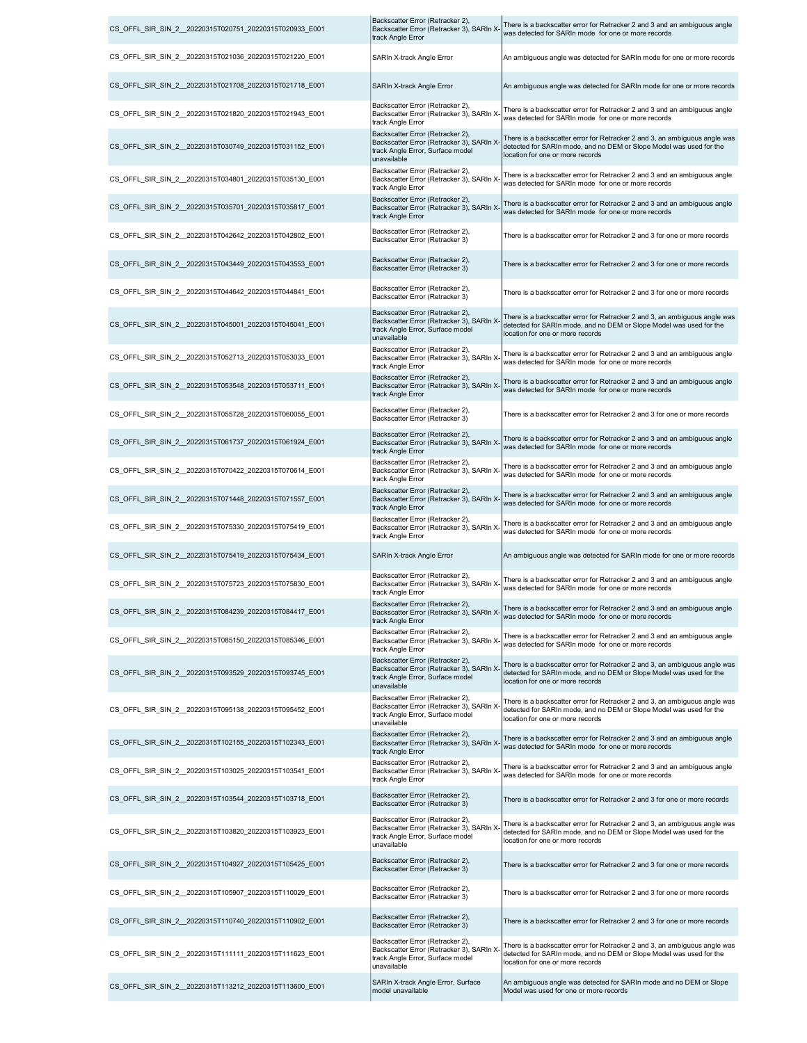| | | |
|---|---|---|
| CS_OFFL_SIR_SIN_2__20220315T020751_20220315T020933_E001 | Backscatter Error (Retracker 2), Backscatter Error (Retracker 3), SARIn X-track Angle Error | There is a backscatter error for Retracker 2 and 3 and an ambiguous angle was detected for SARIn mode for one or more records |
| CS_OFFL_SIR_SIN_2__20220315T021036_20220315T021220_E001 | SARIn X-track Angle Error | An ambiguous angle was detected for SARIn mode for one or more records |
| CS_OFFL_SIR_SIN_2__20220315T021708_20220315T021718_E001 | SARIn X-track Angle Error | An ambiguous angle was detected for SARIn mode for one or more records |
| CS_OFFL_SIR_SIN_2__20220315T021820_20220315T021943_E001 | Backscatter Error (Retracker 2), Backscatter Error (Retracker 3), SARIn X-track Angle Error | There is a backscatter error for Retracker 2 and 3 and an ambiguous angle was detected for SARIn mode for one or more records |
| CS_OFFL_SIR_SIN_2__20220315T030749_20220315T031152_E001 | Backscatter Error (Retracker 2), Backscatter Error (Retracker 3), SARIn X-track Angle Error, Surface model unavailable | There is a backscatter error for Retracker 2 and 3, an ambiguous angle was detected for SARIn mode, and no DEM or Slope Model was used for the location for one or more records |
| CS_OFFL_SIR_SIN_2__20220315T034801_20220315T035130_E001 | Backscatter Error (Retracker 2), Backscatter Error (Retracker 3), SARIn X-track Angle Error | There is a backscatter error for Retracker 2 and 3 and an ambiguous angle was detected for SARIn mode for one or more records |
| CS_OFFL_SIR_SIN_2__20220315T035701_20220315T035817_E001 | Backscatter Error (Retracker 2), Backscatter Error (Retracker 3), SARIn X-track Angle Error | There is a backscatter error for Retracker 2 and 3 and an ambiguous angle was detected for SARIn mode for one or more records |
| CS_OFFL_SIR_SIN_2__20220315T042642_20220315T042802_E001 | Backscatter Error (Retracker 2), Backscatter Error (Retracker 3) | There is a backscatter error for Retracker 2 and 3 for one or more records |
| CS_OFFL_SIR_SIN_2__20220315T043449_20220315T043553_E001 | Backscatter Error (Retracker 2), Backscatter Error (Retracker 3) | There is a backscatter error for Retracker 2 and 3 for one or more records |
| CS_OFFL_SIR_SIN_2__20220315T044642_20220315T044841_E001 | Backscatter Error (Retracker 2), Backscatter Error (Retracker 3) | There is a backscatter error for Retracker 2 and 3 for one or more records |
| CS_OFFL_SIR_SIN_2__20220315T045001_20220315T045041_E001 | Backscatter Error (Retracker 2), Backscatter Error (Retracker 3), SARIn X-track Angle Error, Surface model unavailable | There is a backscatter error for Retracker 2 and 3, an ambiguous angle was detected for SARIn mode, and no DEM or Slope Model was used for the location for one or more records |
| CS_OFFL_SIR_SIN_2__20220315T052713_20220315T053033_E001 | Backscatter Error (Retracker 2), Backscatter Error (Retracker 3), SARIn X-track Angle Error | There is a backscatter error for Retracker 2 and 3 and an ambiguous angle was detected for SARIn mode for one or more records |
| CS_OFFL_SIR_SIN_2__20220315T053548_20220315T053711_E001 | Backscatter Error (Retracker 2), Backscatter Error (Retracker 3), SARIn X-track Angle Error | There is a backscatter error for Retracker 2 and 3 and an ambiguous angle was detected for SARIn mode for one or more records |
| CS_OFFL_SIR_SIN_2__20220315T055728_20220315T060055_E001 | Backscatter Error (Retracker 2), Backscatter Error (Retracker 3) | There is a backscatter error for Retracker 2 and 3 for one or more records |
| CS_OFFL_SIR_SIN_2__20220315T061737_20220315T061924_E001 | Backscatter Error (Retracker 2), Backscatter Error (Retracker 3), SARIn X-track Angle Error | There is a backscatter error for Retracker 2 and 3 and an ambiguous angle was detected for SARIn mode for one or more records |
| CS_OFFL_SIR_SIN_2__20220315T070422_20220315T070614_E001 | Backscatter Error (Retracker 2), Backscatter Error (Retracker 3), SARIn X-track Angle Error | There is a backscatter error for Retracker 2 and 3 and an ambiguous angle was detected for SARIn mode for one or more records |
| CS_OFFL_SIR_SIN_2__20220315T071448_20220315T071557_E001 | Backscatter Error (Retracker 2), Backscatter Error (Retracker 3), SARIn X-track Angle Error | There is a backscatter error for Retracker 2 and 3 and an ambiguous angle was detected for SARIn mode for one or more records |
| CS_OFFL_SIR_SIN_2__20220315T075330_20220315T075419_E001 | Backscatter Error (Retracker 2), Backscatter Error (Retracker 3), SARIn X-track Angle Error | There is a backscatter error for Retracker 2 and 3 and an ambiguous angle was detected for SARIn mode for one or more records |
| CS_OFFL_SIR_SIN_2__20220315T075419_20220315T075434_E001 | SARIn X-track Angle Error | An ambiguous angle was detected for SARIn mode for one or more records |
| CS_OFFL_SIR_SIN_2__20220315T075723_20220315T075830_E001 | Backscatter Error (Retracker 2), Backscatter Error (Retracker 3), SARIn X-track Angle Error | There is a backscatter error for Retracker 2 and 3 and an ambiguous angle was detected for SARIn mode for one or more records |
| CS_OFFL_SIR_SIN_2__20220315T084239_20220315T084417_E001 | Backscatter Error (Retracker 2), Backscatter Error (Retracker 3), SARIn X-track Angle Error | There is a backscatter error for Retracker 2 and 3 and an ambiguous angle was detected for SARIn mode for one or more records |
| CS_OFFL_SIR_SIN_2__20220315T085150_20220315T085346_E001 | Backscatter Error (Retracker 2), Backscatter Error (Retracker 3), SARIn X-track Angle Error | There is a backscatter error for Retracker 2 and 3 and an ambiguous angle was detected for SARIn mode for one or more records |
| CS_OFFL_SIR_SIN_2__20220315T093529_20220315T093745_E001 | Backscatter Error (Retracker 2), Backscatter Error (Retracker 3), SARIn X-track Angle Error, Surface model unavailable | There is a backscatter error for Retracker 2 and 3, an ambiguous angle was detected for SARIn mode, and no DEM or Slope Model was used for the location for one or more records |
| CS_OFFL_SIR_SIN_2__20220315T095138_20220315T095452_E001 | Backscatter Error (Retracker 2), Backscatter Error (Retracker 3), SARIn X-track Angle Error, Surface model unavailable | There is a backscatter error for Retracker 2 and 3, an ambiguous angle was detected for SARIn mode, and no DEM or Slope Model was used for the location for one or more records |
| CS_OFFL_SIR_SIN_2__20220315T102155_20220315T102343_E001 | Backscatter Error (Retracker 2), Backscatter Error (Retracker 3), SARIn X-track Angle Error | There is a backscatter error for Retracker 2 and 3 and an ambiguous angle was detected for SARIn mode for one or more records |
| CS_OFFL_SIR_SIN_2__20220315T103025_20220315T103541_E001 | Backscatter Error (Retracker 2), Backscatter Error (Retracker 3), SARIn X-track Angle Error | There is a backscatter error for Retracker 2 and 3 and an ambiguous angle was detected for SARIn mode for one or more records |
| CS_OFFL_SIR_SIN_2__20220315T103544_20220315T103718_E001 | Backscatter Error (Retracker 2), Backscatter Error (Retracker 3) | There is a backscatter error for Retracker 2 and 3 for one or more records |
| CS_OFFL_SIR_SIN_2__20220315T103820_20220315T103923_E001 | Backscatter Error (Retracker 2), Backscatter Error (Retracker 3), SARIn X-track Angle Error, Surface model unavailable | There is a backscatter error for Retracker 2 and 3, an ambiguous angle was detected for SARIn mode, and no DEM or Slope Model was used for the location for one or more records |
| CS_OFFL_SIR_SIN_2__20220315T104927_20220315T105425_E001 | Backscatter Error (Retracker 2), Backscatter Error (Retracker 3) | There is a backscatter error for Retracker 2 and 3 for one or more records |
| CS_OFFL_SIR_SIN_2__20220315T105907_20220315T110029_E001 | Backscatter Error (Retracker 2), Backscatter Error (Retracker 3) | There is a backscatter error for Retracker 2 and 3 for one or more records |
| CS_OFFL_SIR_SIN_2__20220315T110740_20220315T110902_E001 | Backscatter Error (Retracker 2), Backscatter Error (Retracker 3) | There is a backscatter error for Retracker 2 and 3 for one or more records |
| CS_OFFL_SIR_SIN_2__20220315T111111_20220315T111623_E001 | Backscatter Error (Retracker 2), Backscatter Error (Retracker 3), SARIn X-track Angle Error, Surface model unavailable | There is a backscatter error for Retracker 2 and 3, an ambiguous angle was detected for SARIn mode, and no DEM or Slope Model was used for the location for one or more records |
| CS_OFFL_SIR_SIN_2__20220315T113212_20220315T113600_E001 | SARIn X-track Angle Error, Surface model unavailable | An ambiguous angle was detected for SARIn mode and no DEM or Slope Model was used for one or more records |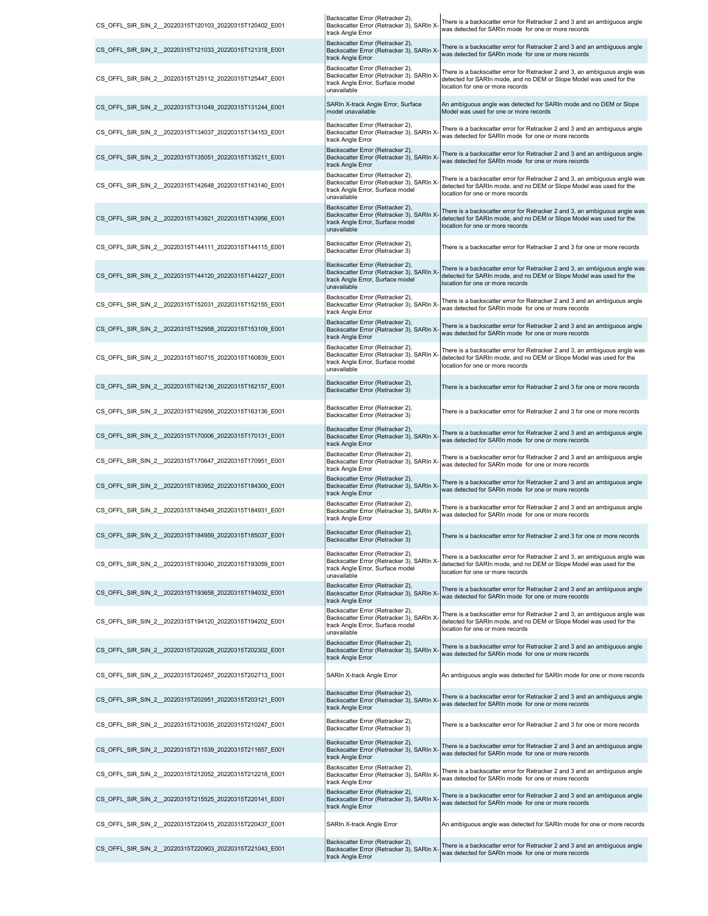| | | |
|---|---|---|
| CS_OFFL_SIR_SIN_2__20220315T120103_20220315T120402_E001 | Backscatter Error (Retracker 2), Backscatter Error (Retracker 3), SARIn X-track Angle Error | There is a backscatter error for Retracker 2 and 3 and an ambiguous angle was detected for SARIn mode for one or more records |
| CS_OFFL_SIR_SIN_2__20220315T121033_20220315T121318_E001 | Backscatter Error (Retracker 2), Backscatter Error (Retracker 3), SARIn X-track Angle Error | There is a backscatter error for Retracker 2 and 3 and an ambiguous angle was detected for SARIn mode for one or more records |
| CS_OFFL_SIR_SIN_2__20220315T125112_20220315T125447_E001 | Backscatter Error (Retracker 2), Backscatter Error (Retracker 3), SARIn X-track Angle Error, Surface model unavailable | There is a backscatter error for Retracker 2 and 3, an ambiguous angle was detected for SARIn mode, and no DEM or Slope Model was used for the location for one or more records |
| CS_OFFL_SIR_SIN_2__20220315T131049_20220315T131244_E001 | SARIn X-track Angle Error, Surface model unavailable | An ambiguous angle was detected for SARIn mode and no DEM or Slope Model was used for one or more records |
| CS_OFFL_SIR_SIN_2__20220315T134037_20220315T134153_E001 | Backscatter Error (Retracker 2), Backscatter Error (Retracker 3), SARIn X-track Angle Error | There is a backscatter error for Retracker 2 and 3 and an ambiguous angle was detected for SARIn mode for one or more records |
| CS_OFFL_SIR_SIN_2__20220315T135051_20220315T135211_E001 | Backscatter Error (Retracker 2), Backscatter Error (Retracker 3), SARIn X-track Angle Error | There is a backscatter error for Retracker 2 and 3 and an ambiguous angle was detected for SARIn mode for one or more records |
| CS_OFFL_SIR_SIN_2__20220315T142648_20220315T143140_E001 | Backscatter Error (Retracker 2), Backscatter Error (Retracker 3), SARIn X-track Angle Error, Surface model unavailable | There is a backscatter error for Retracker 2 and 3, an ambiguous angle was detected for SARIn mode, and no DEM or Slope Model was used for the location for one or more records |
| CS_OFFL_SIR_SIN_2__20220315T143921_20220315T143956_E001 | Backscatter Error (Retracker 2), Backscatter Error (Retracker 3), SARIn X-track Angle Error, Surface model unavailable | There is a backscatter error for Retracker 2 and 3, an ambiguous angle was detected for SARIn mode, and no DEM or Slope Model was used for the location for one or more records |
| CS_OFFL_SIR_SIN_2__20220315T144111_20220315T144115_E001 | Backscatter Error (Retracker 2), Backscatter Error (Retracker 3) | There is a backscatter error for Retracker 2 and 3 for one or more records |
| CS_OFFL_SIR_SIN_2__20220315T144120_20220315T144227_E001 | Backscatter Error (Retracker 2), Backscatter Error (Retracker 3), SARIn X-track Angle Error, Surface model unavailable | There is a backscatter error for Retracker 2 and 3, an ambiguous angle was detected for SARIn mode, and no DEM or Slope Model was used for the location for one or more records |
| CS_OFFL_SIR_SIN_2__20220315T152031_20220315T152155_E001 | Backscatter Error (Retracker 2), Backscatter Error (Retracker 3), SARIn X-track Angle Error | There is a backscatter error for Retracker 2 and 3 and an ambiguous angle was detected for SARIn mode for one or more records |
| CS_OFFL_SIR_SIN_2__20220315T152958_20220315T153109_E001 | Backscatter Error (Retracker 2), Backscatter Error (Retracker 3), SARIn X-track Angle Error | There is a backscatter error for Retracker 2 and 3 and an ambiguous angle was detected for SARIn mode for one or more records |
| CS_OFFL_SIR_SIN_2__20220315T160715_20220315T160839_E001 | Backscatter Error (Retracker 2), Backscatter Error (Retracker 3), SARIn X-track Angle Error, Surface model unavailable | There is a backscatter error for Retracker 2 and 3, an ambiguous angle was detected for SARIn mode, and no DEM or Slope Model was used for the location for one or more records |
| CS_OFFL_SIR_SIN_2__20220315T162136_20220315T162157_E001 | Backscatter Error (Retracker 2), Backscatter Error (Retracker 3) | There is a backscatter error for Retracker 2 and 3 for one or more records |
| CS_OFFL_SIR_SIN_2__20220315T162956_20220315T163136_E001 | Backscatter Error (Retracker 2), Backscatter Error (Retracker 3) | There is a backscatter error for Retracker 2 and 3 for one or more records |
| CS_OFFL_SIR_SIN_2__20220315T170006_20220315T170131_E001 | Backscatter Error (Retracker 2), Backscatter Error (Retracker 3), SARIn X-track Angle Error | There is a backscatter error for Retracker 2 and 3 and an ambiguous angle was detected for SARIn mode for one or more records |
| CS_OFFL_SIR_SIN_2__20220315T170647_20220315T170951_E001 | Backscatter Error (Retracker 2), Backscatter Error (Retracker 3), SARIn X-track Angle Error | There is a backscatter error for Retracker 2 and 3 and an ambiguous angle was detected for SARIn mode for one or more records |
| CS_OFFL_SIR_SIN_2__20220315T183952_20220315T184300_E001 | Backscatter Error (Retracker 2), Backscatter Error (Retracker 3), SARIn X-track Angle Error | There is a backscatter error for Retracker 2 and 3 and an ambiguous angle was detected for SARIn mode for one or more records |
| CS_OFFL_SIR_SIN_2__20220315T184549_20220315T184931_E001 | Backscatter Error (Retracker 2), Backscatter Error (Retracker 3), SARIn X-track Angle Error | There is a backscatter error for Retracker 2 and 3 and an ambiguous angle was detected for SARIn mode for one or more records |
| CS_OFFL_SIR_SIN_2__20220315T184959_20220315T185037_E001 | Backscatter Error (Retracker 2), Backscatter Error (Retracker 3) | There is a backscatter error for Retracker 2 and 3 for one or more records |
| CS_OFFL_SIR_SIN_2__20220315T193040_20220315T193059_E001 | Backscatter Error (Retracker 2), Backscatter Error (Retracker 3), SARIn X-track Angle Error, Surface model unavailable | There is a backscatter error for Retracker 2 and 3, an ambiguous angle was detected for SARIn mode, and no DEM or Slope Model was used for the location for one or more records |
| CS_OFFL_SIR_SIN_2__20220315T193658_20220315T194032_E001 | Backscatter Error (Retracker 2), Backscatter Error (Retracker 3), SARIn X-track Angle Error | There is a backscatter error for Retracker 2 and 3 and an ambiguous angle was detected for SARIn mode for one or more records |
| CS_OFFL_SIR_SIN_2__20220315T194120_20220315T194202_E001 | Backscatter Error (Retracker 2), Backscatter Error (Retracker 3), SARIn X-track Angle Error, Surface model unavailable | There is a backscatter error for Retracker 2 and 3, an ambiguous angle was detected for SARIn mode, and no DEM or Slope Model was used for the location for one or more records |
| CS_OFFL_SIR_SIN_2__20220315T202028_20220315T202302_E001 | Backscatter Error (Retracker 2), Backscatter Error (Retracker 3), SARIn X-track Angle Error | There is a backscatter error for Retracker 2 and 3 and an ambiguous angle was detected for SARIn mode for one or more records |
| CS_OFFL_SIR_SIN_2__20220315T202457_20220315T202713_E001 | SARIn X-track Angle Error | An ambiguous angle was detected for SARIn mode for one or more records |
| CS_OFFL_SIR_SIN_2__20220315T202951_20220315T203121_E001 | Backscatter Error (Retracker 2), Backscatter Error (Retracker 3), SARIn X-track Angle Error | There is a backscatter error for Retracker 2 and 3 and an ambiguous angle was detected for SARIn mode for one or more records |
| CS_OFFL_SIR_SIN_2__20220315T210035_20220315T210247_E001 | Backscatter Error (Retracker 2), Backscatter Error (Retracker 3) | There is a backscatter error for Retracker 2 and 3 for one or more records |
| CS_OFFL_SIR_SIN_2__20220315T211539_20220315T211657_E001 | Backscatter Error (Retracker 2), Backscatter Error (Retracker 3), SARIn X-track Angle Error | There is a backscatter error for Retracker 2 and 3 and an ambiguous angle was detected for SARIn mode for one or more records |
| CS_OFFL_SIR_SIN_2__20220315T212052_20220315T212218_E001 | Backscatter Error (Retracker 2), Backscatter Error (Retracker 3), SARIn X-track Angle Error | There is a backscatter error for Retracker 2 and 3 and an ambiguous angle was detected for SARIn mode for one or more records |
| CS_OFFL_SIR_SIN_2__20220315T215525_20220315T220141_E001 | Backscatter Error (Retracker 2), Backscatter Error (Retracker 3), SARIn X-track Angle Error | There is a backscatter error for Retracker 2 and 3 and an ambiguous angle was detected for SARIn mode for one or more records |
| CS_OFFL_SIR_SIN_2__20220315T220415_20220315T220437_E001 | SARIn X-track Angle Error | An ambiguous angle was detected for SARIn mode for one or more records |
| CS_OFFL_SIR_SIN_2__20220315T220903_20220315T221043_E001 | Backscatter Error (Retracker 2), Backscatter Error (Retracker 3), SARIn X-track Angle Error | There is a backscatter error for Retracker 2 and 3 and an ambiguous angle was detected for SARIn mode for one or more records |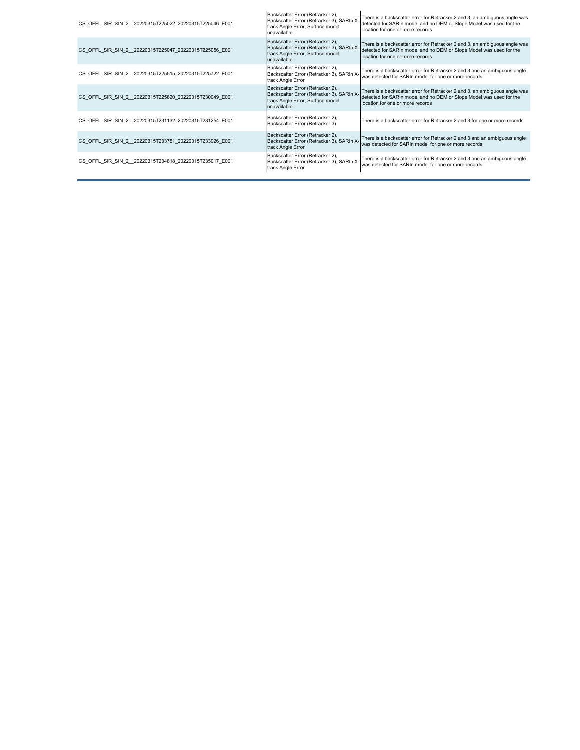| | | |
|---|---|---|
| CS_OFFL_SIR_SIN_2__20220315T225022_20220315T225046_E001 | Backscatter Error (Retracker 2), Backscatter Error (Retracker 3), SARIn X-track Angle Error, Surface model unavailable | There is a backscatter error for Retracker 2 and 3, an ambiguous angle was detected for SARIn mode, and no DEM or Slope Model was used for the location for one or more records |
| CS_OFFL_SIR_SIN_2__20220315T225047_20220315T225056_E001 | Backscatter Error (Retracker 2), Backscatter Error (Retracker 3), SARIn X-track Angle Error, Surface model unavailable | There is a backscatter error for Retracker 2 and 3, an ambiguous angle was detected for SARIn mode, and no DEM or Slope Model was used for the location for one or more records |
| CS_OFFL_SIR_SIN_2__20220315T225515_20220315T225722_E001 | Backscatter Error (Retracker 2), Backscatter Error (Retracker 3), SARIn X-track Angle Error | There is a backscatter error for Retracker 2 and 3 and an ambiguous angle was detected for SARIn mode for one or more records |
| CS_OFFL_SIR_SIN_2__20220315T225820_20220315T230049_E001 | Backscatter Error (Retracker 2), Backscatter Error (Retracker 3), SARIn X-track Angle Error, Surface model unavailable | There is a backscatter error for Retracker 2 and 3, an ambiguous angle was detected for SARIn mode, and no DEM or Slope Model was used for the location for one or more records |
| CS_OFFL_SIR_SIN_2__20220315T231132_20220315T231254_E001 | Backscatter Error (Retracker 2), Backscatter Error (Retracker 3) | There is a backscatter error for Retracker 2 and 3 for one or more records |
| CS_OFFL_SIR_SIN_2__20220315T233751_20220315T233926_E001 | Backscatter Error (Retracker 2), Backscatter Error (Retracker 3), SARIn X-track Angle Error | There is a backscatter error for Retracker 2 and 3 and an ambiguous angle was detected for SARIn mode for one or more records |
| CS_OFFL_SIR_SIN_2__20220315T234818_20220315T235017_E001 | Backscatter Error (Retracker 2), Backscatter Error (Retracker 3), SARIn X-track Angle Error | There is a backscatter error for Retracker 2 and 3 and an ambiguous angle was detected for SARIn mode for one or more records |